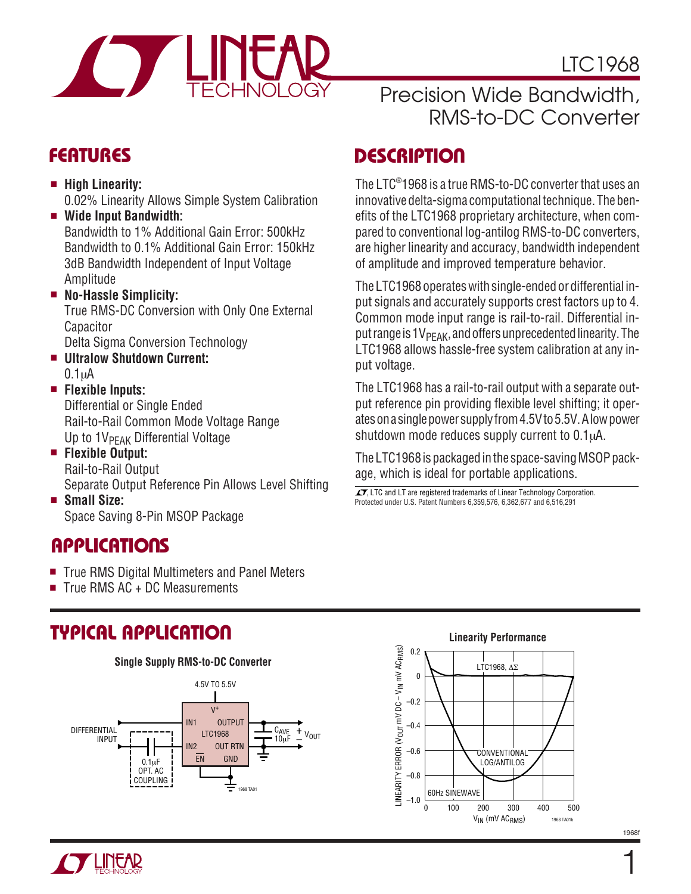# LTC1968

## Precision Wide Bandwidth, RMS-to-DC Converter

## FEATURES

- **High Linearity:**
  0.02% Linearity Allows Simple System Calibration
- **Wide Input Bandwidth:**
  Bandwidth to 1% Additional Gain Error: 500kHz
  Bandwidth to 0.1% Additional Gain Error: 150kHz
  3dB Bandwidth Independent of Input Voltage Amplitude
- **No-Hassle Simplicity:**
  True RMS-DC Conversion with Only One External Capacitor
  Delta Sigma Conversion Technology
- **Ultralow Shutdown Current:**
  0.1μA
- **Flexible Inputs:**
  Differential or Single Ended
  Rail-to-Rail Common Mode Voltage Range
  Up to $1V_{PEAK}$ Differential Voltage
- **Flexible Output:**
  Rail-to-Rail Output
  Separate Output Reference Pin Allows Level Shifting
- **Small Size:**
  Space Saving 8-Pin MSOP Package

## APPLICATIONS

- True RMS Digital Multimeters and Panel Meters
- True RMS AC + DC Measurements

## DESCRIPTION

The LTC®1968 is a true RMS-to-DC converter that uses an innovative delta-sigma computational technique. The benefits of the LTC1968 proprietary architecture, when compared to conventional log-antilog RMS-to-DC converters, are higher linearity and accuracy, bandwidth independent of amplitude and improved temperature behavior.

The LTC1968 operates with single-ended or differential input signals and accurately supports crest factors up to 4. Common mode input range is rail-to-rail. Differential input range is $1V_{PEAK}$, and offers unprecedented linearity. The LTC1968 allows hassle-free system calibration at any input voltage.

The LTC1968 has a rail-to-rail output with a separate output reference pin providing flexible level shifting; it operates on a single power supply from 4.5V to 5.5V. A low power shutdown mode reduces supply current to 0.1μA.

The LTC1968 is packaged in the space-saving MSOP package, which is ideal for portable applications.

LT, LTC and LT are registered trademarks of Linear Technology Corporation.
Protected under U.S. Patent Numbers 6,359,576, 6,362,677 and 6,516,291

## TYPICAL APPLICATION

**Single Supply RMS-to-DC Converter**

(Schematic: LTC1968 with V+ = 4.5V TO 5.5V; DIFFERENTIAL INPUT to IN1, IN2 with 0.1μF OPT. AC COUPLING; OUTPUT and OUT RTN with $C_{AVE}$ 10μF giving $V_{OUT}$; $\overline{EN}$ and GND to ground.)

**Linearity Performance**

(Graph: LINEARITY ERROR ($V_{OUT}$ mV DC – $V_{IN}$ mV $AC_{RMS}$) vs $V_{IN}$ (mV $AC_{RMS}$), 0 to 500; curves: LTC1968, ΔΣ and CONVENTIONAL LOG/ANTILOG; 60Hz SINEWAVE.)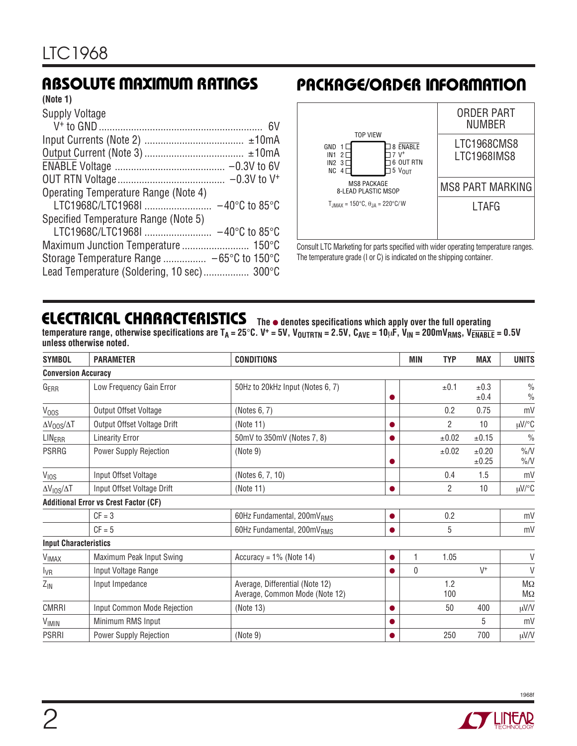## ABSOLUTE MAXIMUM RATINGS

**(Note 1)**

Supply Voltage
- $V^+$ to GND ............................................. 6V

Input Currents (Note 2) ..................................... ±10mA
Output Current (Note 3) ..................................... ±10mA
ENABLE Voltage ......................................... –0.3V to 6V
OUT RTN Voltage ........................................ –0.3V to $V^+$
Operating Temperature Range (Note 4)
- LTC1968C/LTC1968I ......................... –40°C to 85°C

Specified Temperature Range (Note 5)
- LTC1968C/LTC1968I ......................... –40°C to 85°C

Maximum Junction Temperature ......................... 150°C
Storage Temperature Range ................ –65°C to 150°C
Lead Temperature (Soldering, 10 sec)................. 300°C

## PACKAGE/ORDER INFORMATION

| TOP VIEW | ORDER PART NUMBER |
|---|---|
| GND 1 / IN1 2 / IN2 3 / NC 4 — 8 $\overline{ENABLE}$ / 7 $V^+$ / 6 OUT RTN / 5 $V_{OUT}$ | LTC1968CMS8<br>LTC1968IMS8 |
| MS8 PACKAGE<br>8-LEAD PLASTIC MSOP | MS8 PART MARKING |
| $T_{JMAX}$ = 150°C, $\theta_{JA}$ = 220°C/W | LTAFG |

Consult LTC Marketing for parts specified with wider operating temperature ranges. The temperature grade (I or C) is indicated on the shipping container.

## ELECTRICAL CHARACTERISTICS

**The ● denotes specifications which apply over the full operating temperature range, otherwise specifications are $T_A$ = 25°C. $V^+$ = 5V, $V_{OUTRTN}$ = 2.5V, $C_{AVE}$ = 10µF, $V_{IN}$ = 200m$V_{RMS}$, $V_{\overline{ENABLE}}$ = 0.5V unless otherwise noted.**

| SYMBOL | PARAMETER | CONDITIONS | | MIN | TYP | MAX | UNITS |
|---|---|---|---|---|---|---|---|
| **Conversion Accuracy** | | | | | | | |
| $G_{ERR}$ | Low Frequency Gain Error | 50Hz to 20kHz Input (Notes 6, 7) | <br>● | | ±0.1 | ±0.3<br>±0.4 | %<br>% |
| $V_{OOS}$ | Output Offset Voltage | (Notes 6, 7) | | | 0.2 | 0.75 | mV |
| $\Delta V_{OOS}/\Delta T$ | Output Offset Voltage Drift | (Note 11) | ● | | 2 | 10 | µV/°C |
| $LIN_{ERR}$ | Linearity Error | 50mV to 350mV (Notes 7, 8) | ● | | ±0.02 | ±0.15 | % |
| PSRRG | Power Supply Rejection | (Note 9) | <br>● | | ±0.02 | ±0.20<br>±0.25 | %/V<br>%/V |
| $V_{IOS}$ | Input Offset Voltage | (Notes 6, 7, 10) | | | 0.4 | 1.5 | mV |
| $\Delta V_{IOS}/\Delta T$ | Input Offset Voltage Drift | (Note 11) | ● | | 2 | 10 | µV/°C |
| **Additional Error vs Crest Factor (CF)** | | | | | | | |
| | CF = 3 | 60Hz Fundamental, 200m$V_{RMS}$ | ● | | 0.2 | | mV |
| | CF = 5 | 60Hz Fundamental, 200m$V_{RMS}$ | ● | | 5 | | mV |
| **Input Characteristics** | | | | | | | |
| $V_{IMAX}$ | Maximum Peak Input Swing | Accuracy = 1% (Note 14) | ● | 1 | 1.05 | | V |
| $I_{VR}$ | Input Voltage Range | | ● | 0 | | $V^+$ | V |
| $Z_{IN}$ | Input Impedance | Average, Differential (Note 12)<br>Average, Common Mode (Note 12) | | | 1.2<br>100 | | MΩ<br>MΩ |
| CMRRI | Input Common Mode Rejection | (Note 13) | ● | | 50 | 400 | µV/V |
| $V_{IMIN}$ | Minimum RMS Input | | ● | | | 5 | mV |
| PSRRI | Power Supply Rejection | (Note 9) | ● | | 250 | 700 | µV/V |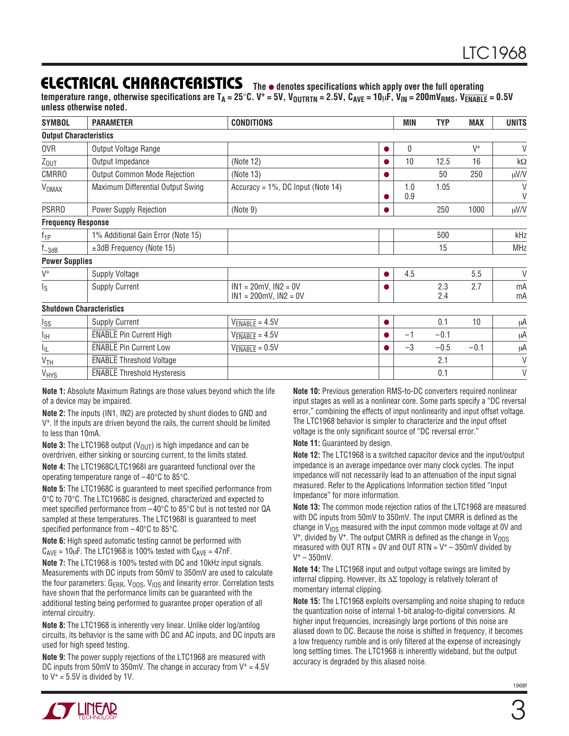## ELECTRICAL CHARACTERISTICS

**The ● denotes specifications which apply over the full operating temperature range, otherwise specifications are $T_A = 25°C$. $V^+ = 5V$, $V_{OUTRTN} = 2.5V$, $C_{AVE} = 10\mu F$, $V_{IN} = 200mV_{RMS}$, $V_{\overline{ENABLE}} = 0.5V$ unless otherwise noted.**

| SYMBOL | PARAMETER | CONDITIONS | | MIN | TYP | MAX | UNITS |
|---|---|---|---|---|---|---|---|
| **Output Characteristics** | | | | | | | |
| OVR | Output Voltage Range | | ● | 0 | | $V^+$ | V |
| $Z_{OUT}$ | Output Impedance | (Note 12) | ● | 10 | 12.5 | 16 | kΩ |
| CMRRO | Output Common Mode Rejection | (Note 13) | ● | | 50 | 250 | μV/V |
| $V_{OMAX}$ | Maximum Differential Output Swing | Accuracy = 1%, DC Input (Note 14) | ● | 1.0<br>0.9 | 1.05 | | V<br>V |
| PSRRO | Power Supply Rejection | (Note 9) | ● | | 250 | 1000 | μV/V |
| **Frequency Response** | | | | | | | |
| $f_{1P}$ | 1% Additional Gain Error (Note 15) | | | | 500 | | kHz |
| $f_{-3dB}$ | ±3dB Frequency (Note 15) | | | | 15 | | MHz |
| **Power Supplies** | | | | | | | |
| $V^+$ | Supply Voltage | | ● | 4.5 | | 5.5 | V |
| $I_S$ | Supply Current | IN1 = 20mV, IN2 = 0V<br>IN1 = 200mV, IN2 = 0V | ● | | 2.3<br>2.4 | 2.7 | mA<br>mA |
| **Shutdown Characteristics** | | | | | | | |
| $I_{SS}$ | Supply Current | $V_{\overline{ENABLE}} = 4.5V$ | ● | | 0.1 | 10 | μA |
| $I_{IH}$ | $\overline{ENABLE}$ Pin Current High | $V_{\overline{ENABLE}} = 4.5V$ | ● | –1 | –0.1 | | μA |
| $I_{IL}$ | $\overline{ENABLE}$ Pin Current Low | $V_{\overline{ENABLE}} = 0.5V$ | ● | –3 | –0.5 | –0.1 | μA |
| $V_{TH}$ | $\overline{ENABLE}$ Threshold Voltage | | | | 2.1 | | V |
| $V_{HYS}$ | $\overline{ENABLE}$ Threshold Hysteresis | | | | 0.1 | | V |

**Note 1:** Absolute Maximum Ratings are those values beyond which the life of a device may be impaired.

**Note 2:** The inputs (IN1, IN2) are protected by shunt diodes to GND and $V^+$. If the inputs are driven beyond the rails, the current should be limited to less than 10mA.

**Note 3:** The LTC1968 output ($V_{OUT}$) is high impedance and can be overdriven, either sinking or sourcing current, to the limits stated.

**Note 4:** The LTC1968C/LTC1968I are guaranteed functional over the operating temperature range of –40°C to 85°C.

**Note 5:** The LTC1968C is guaranteed to meet specified performance from 0°C to 70°C. The LTC1968C is designed, characterized and expected to meet specified performance from –40°C to 85°C but is not tested nor QA sampled at these temperatures. The LTC1968I is guaranteed to meet specified performance from –40°C to 85°C.

**Note 6:** High speed automatic testing cannot be performed with $C_{AVE} = 10\mu F$. The LTC1968 is 100% tested with $C_{AVE} = 47nF$.

**Note 7:** The LTC1968 is 100% tested with DC and 10kHz input signals. Measurements with DC inputs from 50mV to 350mV are used to calculate the four parameters: $G_{ERR}$, $V_{OOS}$, $V_{IOS}$ and linearity error. Correlation tests have shown that the performance limits can be guaranteed with the additional testing being performed to guarantee proper operation of all internal circuitry.

**Note 8:** The LTC1968 is inherently very linear. Unlike older log/antilog circuits, its behavior is the same with DC and AC inputs, and DC inputs are used for high speed testing.

**Note 9:** The power supply rejections of the LTC1968 are measured with DC inputs from 50mV to 350mV. The change in accuracy from $V^+ = 4.5V$ to $V^+ = 5.5V$ is divided by 1V.

**Note 10:** Previous generation RMS-to-DC converters required nonlinear input stages as well as a nonlinear core. Some parts specify a "DC reversal error," combining the effects of input nonlinearity and input offset voltage. The LTC1968 behavior is simpler to characterize and the input offset voltage is the only significant source of "DC reversal error."

**Note 11:** Guaranteed by design.

**Note 12:** The LTC1968 is a switched capacitor device and the input/output impedance is an average impedance over many clock cycles. The input impedance will not necessarily lead to an attenuation of the input signal measured. Refer to the Applications Information section titled "Input Impedance" for more information.

**Note 13:** The common mode rejection ratios of the LTC1968 are measured with DC inputs from 50mV to 350mV. The input CMRR is defined as the change in $V_{IOS}$ measured with the input common mode voltage at 0V and $V^+$, divided by $V^+$. The output CMRR is defined as the change in $V_{OOS}$ measured with OUT RTN = 0V and OUT RTN = $V^+$ – 350mV divided by $V^+$ – 350mV.

**Note 14:** The LTC1968 input and output voltage swings are limited by internal clipping. However, its ΔΣ topology is relatively tolerant of momentary internal clipping.

**Note 15:** The LTC1968 exploits oversampling and noise shaping to reduce the quantization noise of internal 1-bit analog-to-digital conversions. At higher input frequencies, increasingly large portions of this noise are aliased down to DC. Because the noise is shifted in frequency, it becomes a low frequency rumble and is only filtered at the expense of increasingly long settling times. The LTC1968 is inherently wideband, but the output accuracy is degraded by this aliased noise.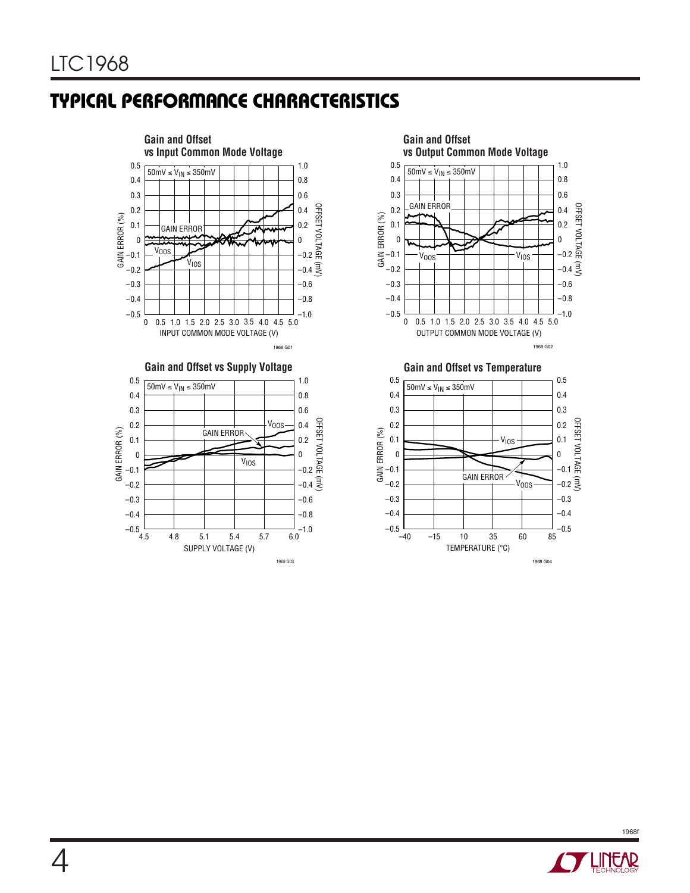## TYPICAL PERFORMANCE CHARACTERISTICS

**Gain and Offset vs Input Common Mode Voltage**

50mV ≤ $V_{IN}$ ≤ 350mV

GAIN ERROR (%) / OFFSET VOLTAGE (mV) vs INPUT COMMON MODE VOLTAGE (V)

Curves: GAIN ERROR, $V_{OOS}$, $V_{IOS}$

1968 G01

**Gain and Offset vs Output Common Mode Voltage**

50mV ≤ $V_{IN}$ ≤ 350mV

GAIN ERROR (%) / OFFSET VOLTAGE (mV) vs OUTPUT COMMON MODE VOLTAGE (V)

Curves: GAIN ERROR, $V_{OOS}$, $V_{IOS}$

1968 G02

**Gain and Offset vs Supply Voltage**

50mV ≤ $V_{IN}$ ≤ 350mV

GAIN ERROR (%) / OFFSET VOLTAGE (mV) vs SUPPLY VOLTAGE (V)

Curves: GAIN ERROR, $V_{OOS}$, $V_{IOS}$

1968 G03

**Gain and Offset vs Temperature**

50mV ≤ $V_{IN}$ ≤ 350mV

GAIN ERROR (%) / OFFSET VOLTAGE (mV) vs TEMPERATURE (°C)

Curves: GAIN ERROR, $V_{OOS}$, $V_{IOS}$

1968 G04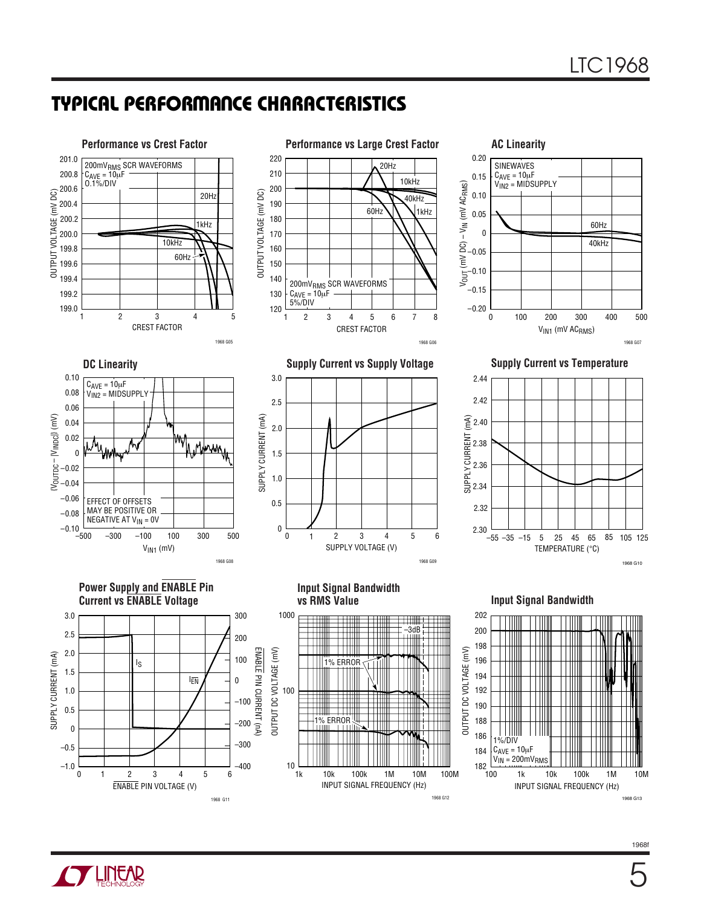## TYPICAL PERFORMANCE CHARACTERISTICS

**Performance vs Crest Factor**

200mV$_{RMS}$ SCR WAVEFORMS
$C_{AVE}$ = 10µF
0.1%/DIV

OUTPUT VOLTAGE (mV DC) vs CREST FACTOR; curves: 20Hz, 1kHz, 10kHz, 60Hz

1968 G05

**Performance vs Large Crest Factor**

200mV$_{RMS}$ SCR WAVEFORMS
$C_{AVE}$ = 10µF
5%/DIV

OUTPUT VOLTAGE (mV DC) vs CREST FACTOR; curves: 20Hz, 10kHz, 40kHz, 60Hz, 1kHz

1968 G06

**AC Linearity**

SINEWAVES
$C_{AVE}$ = 10µF
$V_{IN2}$ = MIDSUPPLY

$V_{OUT}$ (mV DC) – $V_{IN}$ (mV AC$_{RMS}$) vs $V_{IN1}$ (mV AC$_{RMS}$); curves: 60Hz, 40kHz

1968 G07

**DC Linearity**

$C_{AVE}$ = 10µF
$V_{IN2}$ = MIDSUPPLY

EFFECT OF OFFSETS MAY BE POSITIVE OR NEGATIVE AT $V_{IN}$ = 0V

($V_{OUTDC}$ – |$V_{INDC}$|) (mV) vs $V_{IN1}$ (mV)

1968 G08

**Supply Current vs Supply Voltage**

SUPPLY CURRENT (mA) vs SUPPLY VOLTAGE (V)

1968 G09

**Supply Current vs Temperature**

SUPPLY CURRENT (mA) vs TEMPERATURE (°C)

1968 G10

**Power Supply and $\overline{ENABLE}$ Pin Current vs $\overline{ENABLE}$ Voltage**

SUPPLY CURRENT (mA) and $\overline{ENABLE}$ PIN CURRENT (nA) vs $\overline{ENABLE}$ PIN VOLTAGE (V); curves: $I_S$, $I_{\overline{EN}}$

1968 G11

**Input Signal Bandwidth vs RMS Value**

OUTPUT DC VOLTAGE (mV) vs INPUT SIGNAL FREQUENCY (Hz); labels: –3dB, 1% ERROR, 1% ERROR

1968 G12

**Input Signal Bandwidth**

1%/DIV
$C_{AVE}$ = 10µF
$V_{IN}$ = 200mV$_{RMS}$

OUTPUT DC VOLTAGE (mV) vs INPUT SIGNAL FREQUENCY (Hz)

1968 G13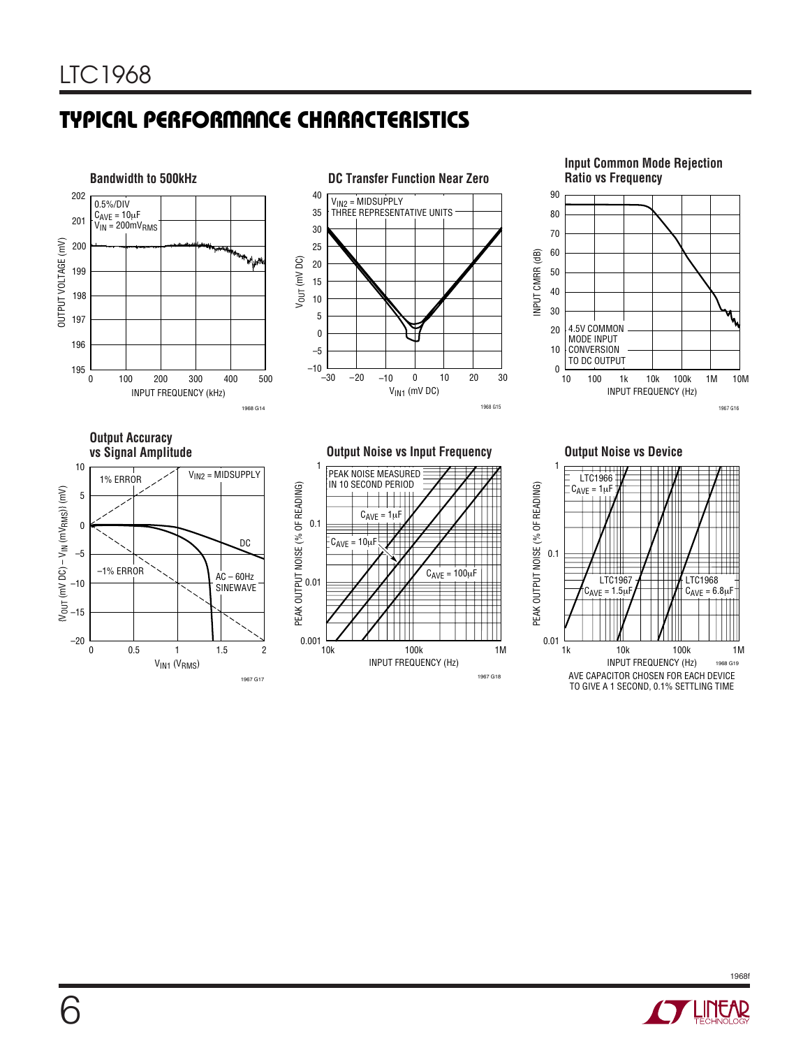## TYPICAL PERFORMANCE CHARACTERISTICS

**Bandwidth to 500kHz**

0.5%/DIV
$C_{AVE} = 10\mu F$
$V_{IN} = 200mV_{RMS}$

OUTPUT VOLTAGE (mV) vs INPUT FREQUENCY (kHz)

1968 G14

**DC Transfer Function Near Zero**

$V_{IN2}$ = MIDSUPPLY
THREE REPRESENTATIVE UNITS

$V_{OUT}$ (mV DC) vs $V_{IN1}$ (mV DC)

1968 G15

**Input Common Mode Rejection Ratio vs Frequency**

4.5V COMMON MODE INPUT CONVERSION TO DC OUTPUT

INPUT CMRR (dB) vs INPUT FREQUENCY (Hz)

1967 G16

**Output Accuracy vs Signal Amplitude**

$V_{IN2}$ = MIDSUPPLY
1% ERROR
–1% ERROR
DC
AC – 60Hz SINEWAVE

$(V_{OUT}$ (mV DC) – $V_{IN}$ (mV$_{RMS}$)) (mV) vs $V_{IN1}$ ($V_{RMS}$)

1967 G17

**Output Noise vs Input Frequency**

PEAK NOISE MEASURED IN 10 SECOND PERIOD
$C_{AVE} = 1\mu F$
$C_{AVE} = 10\mu F$
$C_{AVE} = 100\mu F$

PEAK OUTPUT NOISE (% OF READING) vs INPUT FREQUENCY (Hz)

1967 G18

**Output Noise vs Device**

LTC1966 $C_{AVE} = 1\mu F$
LTC1967 $C_{AVE} = 1.5\mu F$
LTC1968 $C_{AVE} = 6.8\mu F$

PEAK OUTPUT NOISE (% OF READING) vs INPUT FREQUENCY (Hz)

1968 G19

AVE CAPACITOR CHOSEN FOR EACH DEVICE TO GIVE A 1 SECOND, 0.1% SETTLING TIME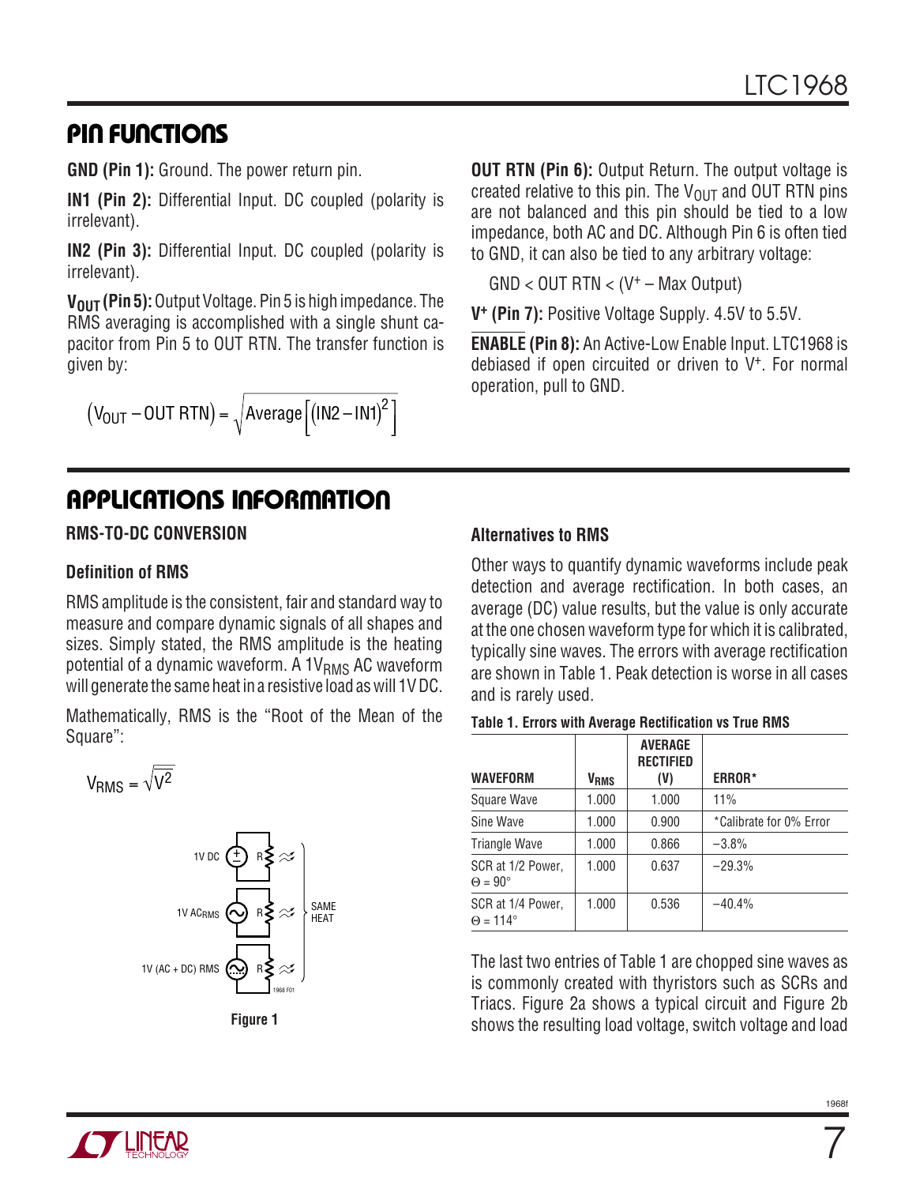## PIN FUNCTIONS

**GND (Pin 1):** Ground. The power return pin.

**IN1 (Pin 2):** Differential Input. DC coupled (polarity is irrelevant).

**IN2 (Pin 3):** Differential Input. DC coupled (polarity is irrelevant).

**$V_{OUT}$ (Pin 5):** Output Voltage. Pin 5 is high impedance. The RMS averaging is accomplished with a single shunt capacitor from Pin 5 to OUT RTN. The transfer function is given by:

$$\left(V_{OUT} - \text{OUT RTN}\right) = \sqrt{\text{Average}\left[(\text{IN2} - \text{IN1})^2\right]}$$

**OUT RTN (Pin 6):** Output Return. The output voltage is created relative to this pin. The $V_{OUT}$ and OUT RTN pins are not balanced and this pin should be tied to a low impedance, both AC and DC. Although Pin 6 is often tied to GND, it can also be tied to any arbitrary voltage:

GND < OUT RTN < ($V^+$ – Max Output)

**$V^+$ (Pin 7):** Positive Voltage Supply. 4.5V to 5.5V.

**$\overline{\text{ENABLE}}$ (Pin 8):** An Active-Low Enable Input. LTC1968 is debiased if open circuited or driven to $V^+$. For normal operation, pull to GND.

## APPLICATIONS INFORMATION

### RMS-TO-DC CONVERSION

#### Definition of RMS

RMS amplitude is the consistent, fair and standard way to measure and compare dynamic signals of all shapes and sizes. Simply stated, the RMS amplitude is the heating potential of a dynamic waveform. A $1V_{RMS}$ AC waveform will generate the same heat in a resistive load as will 1V DC.

Mathematically, RMS is the "Root of the Mean of the Square":

$$V_{RMS} = \sqrt{\overline{V^2}}$$

1V DC, 1V $AC_{RMS}$, 1V (AC + DC) RMS — SAME HEAT

Figure 1

#### Alternatives to RMS

Other ways to quantify dynamic waveforms include peak detection and average rectification. In both cases, an average (DC) value results, but the value is only accurate at the one chosen waveform type for which it is calibrated, typically sine waves. The errors with average rectification are shown in Table 1. Peak detection is worse in all cases and is rarely used.

**Table 1. Errors with Average Rectification vs True RMS**

| WAVEFORM | $V_{RMS}$ | AVERAGE RECTIFIED (V) | ERROR* |
|---|---|---|---|
| Square Wave | 1.000 | 1.000 | 11% |
| Sine Wave | 1.000 | 0.900 | *Calibrate for 0% Error |
| Triangle Wave | 1.000 | 0.866 | –3.8% |
| SCR at 1/2 Power, $\Theta$ = 90° | 1.000 | 0.637 | –29.3% |
| SCR at 1/4 Power, $\Theta$ = 114° | 1.000 | 0.536 | –40.4% |

The last two entries of Table 1 are chopped sine waves as is commonly created with thyristors such as SCRs and Triacs. Figure 2a shows a typical circuit and Figure 2b shows the resulting load voltage, switch voltage and load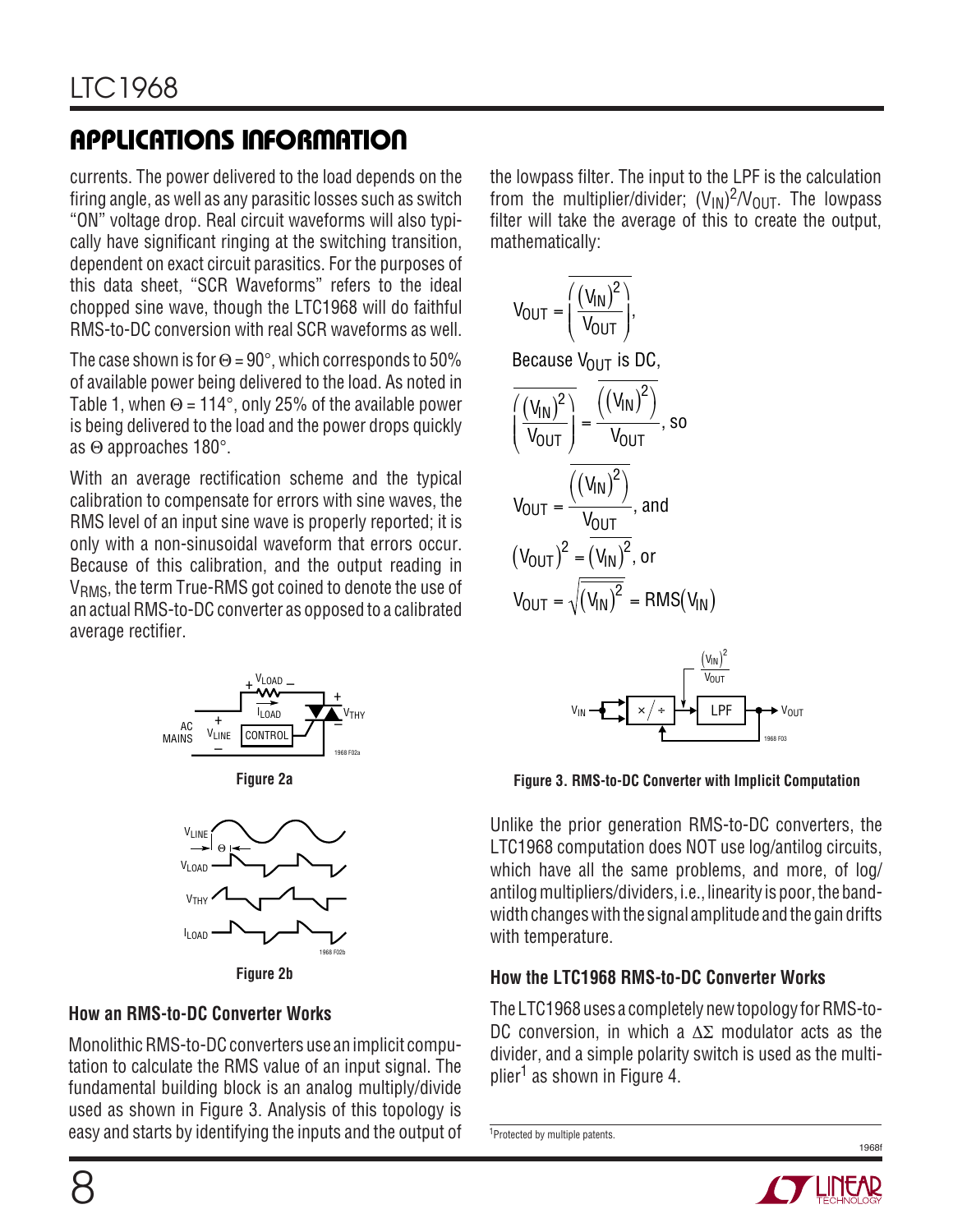## APPLICATIONS INFORMATION

currents. The power delivered to the load depends on the firing angle, as well as any parasitic losses such as switch "ON" voltage drop. Real circuit waveforms will also typically have significant ringing at the switching transition, dependent on exact circuit parasitics. For the purposes of this data sheet, "SCR Waveforms" refers to the ideal chopped sine wave, though the LTC1968 will do faithful RMS-to-DC conversion with real SCR waveforms as well.

The case shown is for $\Theta = 90°$, which corresponds to 50% of available power being delivered to the load. As noted in Table 1, when $\Theta = 114°$, only 25% of the available power is being delivered to the load and the power drops quickly as $\Theta$ approaches 180°.

With an average rectification scheme and the typical calibration to compensate for errors with sine waves, the RMS level of an input sine wave is properly reported; it is only with a non-sinusoidal waveform that errors occur. Because of this calibration, and the output reading in $V_{RMS}$, the term True-RMS got coined to denote the use of an actual RMS-to-DC converter as opposed to a calibrated average rectifier.

Figure 2a

Figure 2b

### How an RMS-to-DC Converter Works

Monolithic RMS-to-DC converters use an implicit computation to calculate the RMS value of an input signal. The fundamental building block is an analog multiply/divide used as shown in Figure 3. Analysis of this topology is easy and starts by identifying the inputs and the output of the lowpass filter. The input to the LPF is the calculation from the multiplier/divider; $(V_{IN})^2/V_{OUT}$. The lowpass filter will take the average of this to create the output, mathematically:

$$V_{OUT} = \overline{\left(\frac{(V_{IN})^2}{V_{OUT}}\right)},$$

Because $V_{OUT}$ is DC,

$$\overline{\left(\frac{(V_{IN})^2}{V_{OUT}}\right)} = \frac{\overline{\left((V_{IN})^2\right)}}{V_{OUT}}, \text{ so}$$

$$V_{OUT} = \frac{\overline{\left((V_{IN})^2\right)}}{V_{OUT}}, \text{ and}$$

$$(V_{OUT})^2 = \overline{(V_{IN})^2}, \text{ or}$$

$$V_{OUT} = \sqrt{\overline{(V_{IN})^2}} = \text{RMS}(V_{IN})$$

Figure 3. RMS-to-DC Converter with Implicit Computation

Unlike the prior generation RMS-to-DC converters, the LTC1968 computation does NOT use log/antilog circuits, which have all the same problems, and more, of log/antilog multipliers/dividers, i.e., linearity is poor, the bandwidth changes with the signal amplitude and the gain drifts with temperature.

### How the LTC1968 RMS-to-DC Converter Works

The LTC1968 uses a completely new topology for RMS-to-DC conversion, in which a $\Delta\Sigma$ modulator acts as the divider, and a simple polarity switch is used as the multiplier[1] as shown in Figure 4.

[1]Protected by multiple patents.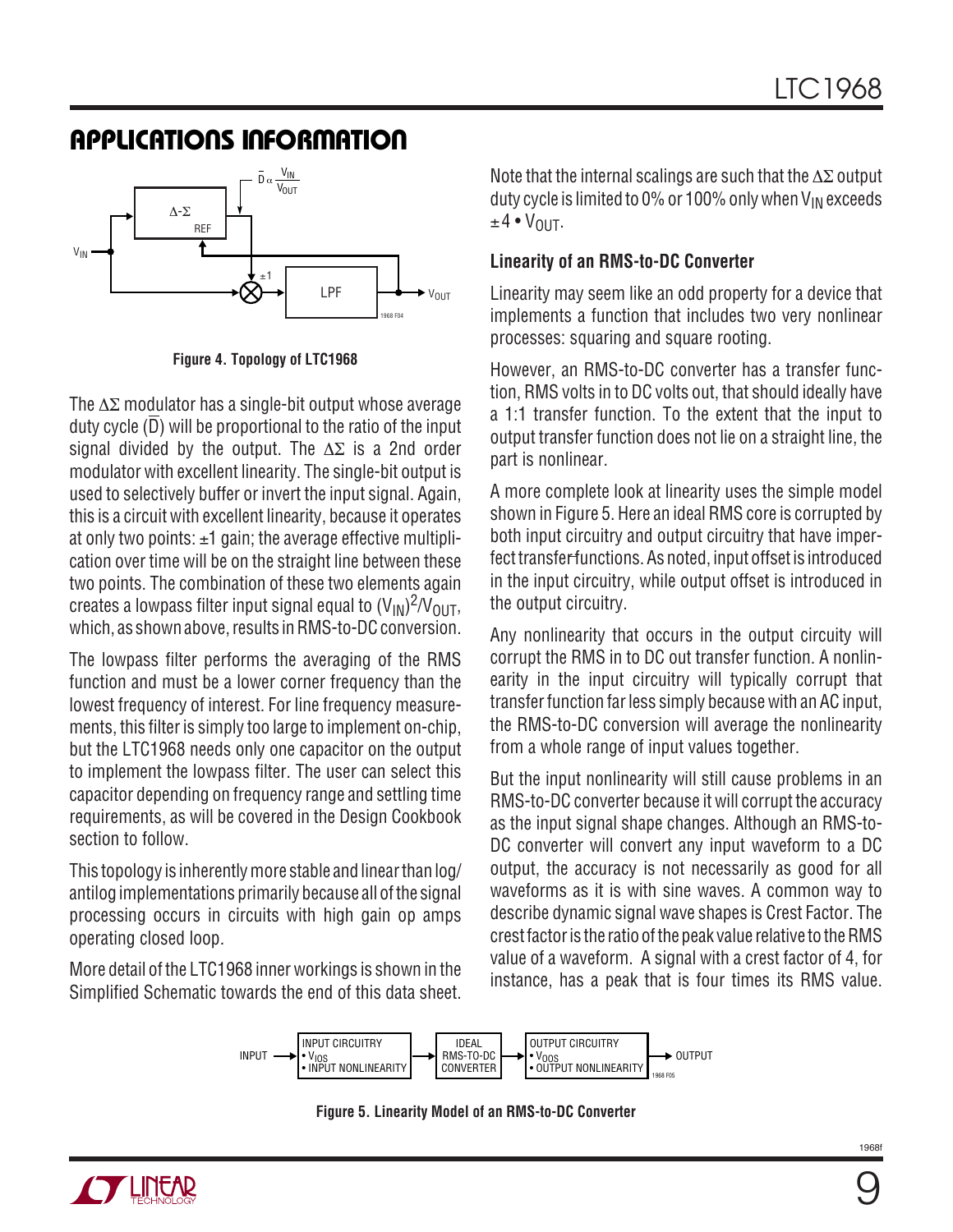## APPLICATIONS INFORMATION

Figure 4. Topology of LTC1968

The ΔΣ modulator has a single-bit output whose average duty cycle ($\bar{D}$) will be proportional to the ratio of the input signal divided by the output. The ΔΣ is a 2nd order modulator with excellent linearity. The single-bit output is used to selectively buffer or invert the input signal. Again, this is a circuit with excellent linearity, because it operates at only two points: ±1 gain; the average effective multiplication over time will be on the straight line between these two points. The combination of these two elements again creates a lowpass filter input signal equal to $(V_{IN})^2/V_{OUT}$, which, as shown above, results in RMS-to-DC conversion.

The lowpass filter performs the averaging of the RMS function and must be a lower corner frequency than the lowest frequency of interest. For line frequency measurements, this filter is simply too large to implement on-chip, but the LTC1968 needs only one capacitor on the output to implement the lowpass filter. The user can select this capacitor depending on frequency range and settling time requirements, as will be covered in the Design Cookbook section to follow.

This topology is inherently more stable and linear than log/antilog implementations primarily because all of the signal processing occurs in circuits with high gain op amps operating closed loop.

More detail of the LTC1968 inner workings is shown in the Simplified Schematic towards the end of this data sheet.

Note that the internal scalings are such that the ΔΣ output duty cycle is limited to 0% or 100% only when $V_{IN}$ exceeds $\pm 4 \cdot V_{OUT}$.

### Linearity of an RMS-to-DC Converter

Linearity may seem like an odd property for a device that implements a function that includes two very nonlinear processes: squaring and square rooting.

However, an RMS-to-DC converter has a transfer function, RMS volts in to DC volts out, that should ideally have a 1:1 transfer function. To the extent that the input to output transfer function does not lie on a straight line, the part is nonlinear.

A more complete look at linearity uses the simple model shown in Figure 5. Here an ideal RMS core is corrupted by both input circuitry and output circuitry that have imperfect transfer functions. As noted, input offset is introduced in the input circuitry, while output offset is introduced in the output circuitry.

Any nonlinearity that occurs in the output circuitry will corrupt the RMS in to DC out transfer function. A nonlinearity in the input circuitry will typically corrupt that transfer function far less simply because with an AC input, the RMS-to-DC conversion will average the nonlinearity from a whole range of input values together.

But the input nonlinearity will still cause problems in an RMS-to-DC converter because it will corrupt the accuracy as the input signal shape changes. Although an RMS-to-DC converter will convert any input waveform to a DC output, the accuracy is not necessarily as good for all waveforms as it is with sine waves. A common way to describe dynamic signal wave shapes is Crest Factor. The crest factor is the ratio of the peak value relative to the RMS value of a waveform. A signal with a crest factor of 4, for instance, has a peak that is four times its RMS value.

Figure 5. Linearity Model of an RMS-to-DC Converter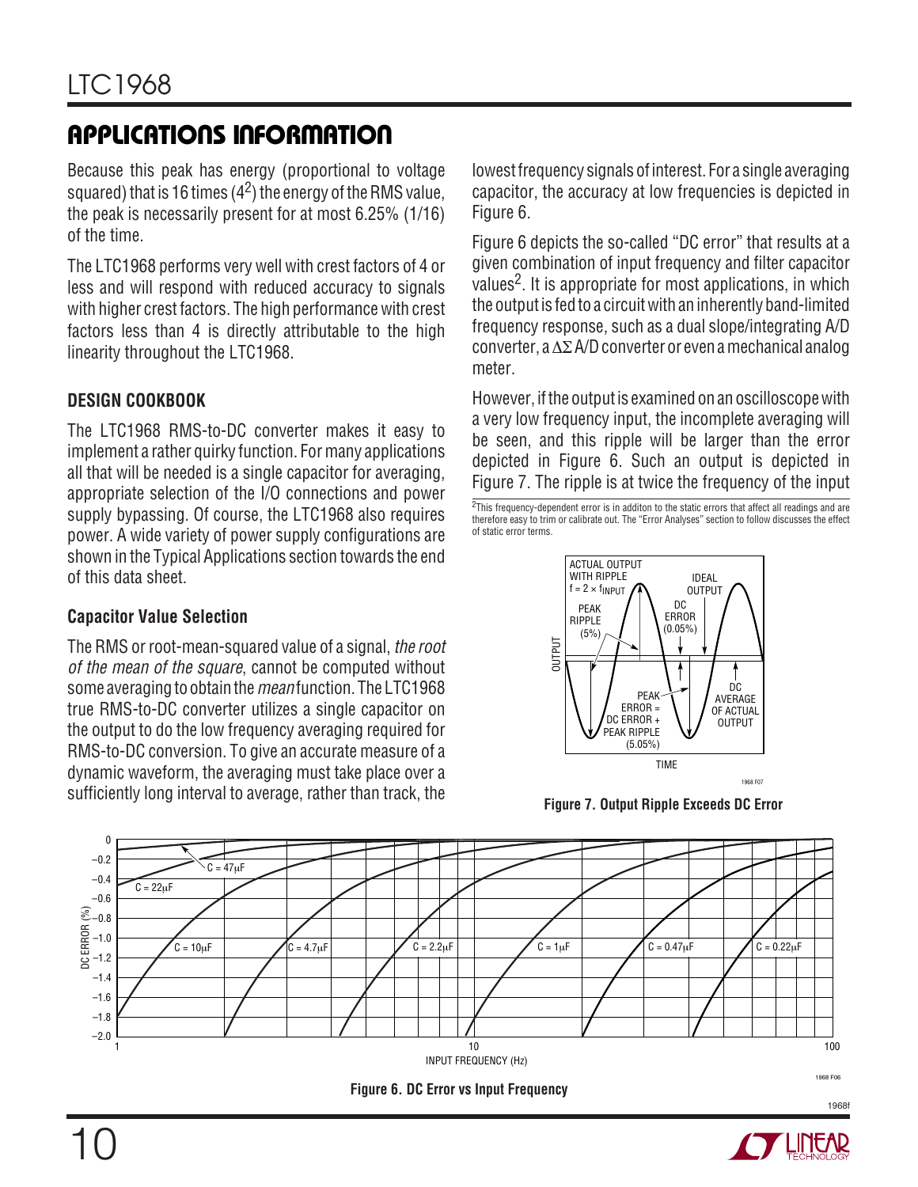## APPLICATIONS INFORMATION

Because this peak has energy (proportional to voltage squared) that is 16 times ($4^2$) the energy of the RMS value, the peak is necessarily present for at most 6.25% (1/16) of the time.

The LTC1968 performs very well with crest factors of 4 or less and will respond with reduced accuracy to signals with higher crest factors. The high performance with crest factors less than 4 is directly attributable to the high linearity throughout the LTC1968.

### DESIGN COOKBOOK

The LTC1968 RMS-to-DC converter makes it easy to implement a rather quirky function. For many applications all that will be needed is a single capacitor for averaging, appropriate selection of the I/O connections and power supply bypassing. Of course, the LTC1968 also requires power. A wide variety of power supply configurations are shown in the Typical Applications section towards the end of this data sheet.

### Capacitor Value Selection

The RMS or root-mean-squared value of a signal, *the root of the mean of the square*, cannot be computed without some averaging to obtain the *mean* function. The LTC1968 true RMS-to-DC converter utilizes a single capacitor on the output to do the low frequency averaging required for RMS-to-DC conversion. To give an accurate measure of a dynamic waveform, the averaging must take place over a sufficiently long interval to average, rather than track, the lowest frequency signals of interest. For a single averaging capacitor, the accuracy at low frequencies is depicted in Figure 6.

Figure 6 depicts the so-called "DC error" that results at a given combination of input frequency and filter capacitor values[2]. It is appropriate for most applications, in which the output is fed to a circuit with an inherently band-limited frequency response, such as a dual slope/integrating A/D converter, a ΔΣ A/D converter or even a mechanical analog meter.

However, if the output is examined on an oscilloscope with a very low frequency input, the incomplete averaging will be seen, and this ripple will be larger than the error depicted in Figure 6. Such an output is depicted in Figure 7. The ripple is at twice the frequency of the input

[2]This frequency-dependent error is in additon to the static errors that affect all readings and are therefore easy to trim or calibrate out. The "Error Analyses" section to follow discusses the effect of static error terms.

**Figure 7. Output Ripple Exceeds DC Error**

**Figure 6. DC Error vs Input Frequency**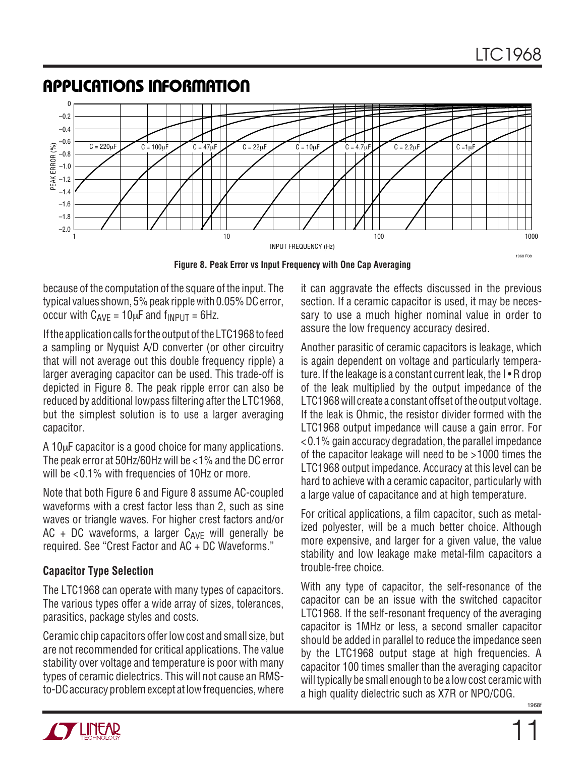## APPLICATIONS INFORMATION

Figure 8. Peak Error vs Input Frequency with One Cap Averaging

because of the computation of the square of the input. The typical values shown, 5% peak ripple with 0.05% DC error, occur with $C_{AVE}$ = 10µF and $f_{INPUT}$ = 6Hz.

If the application calls for the output of the LTC1968 to feed a sampling or Nyquist A/D converter (or other circuitry that will not average out this double frequency ripple) a larger averaging capacitor can be used. This trade-off is depicted in Figure 8. The peak ripple error can also be reduced by additional lowpass filtering after the LTC1968, but the simplest solution is to use a larger averaging capacitor.

A 10µF capacitor is a good choice for many applications. The peak error at 50Hz/60Hz will be <1% and the DC error will be <0.1% with frequencies of 10Hz or more.

Note that both Figure 6 and Figure 8 assume AC-coupled waveforms with a crest factor less than 2, such as sine waves or triangle waves. For higher crest factors and/or AC + DC waveforms, a larger $C_{AVE}$ will generally be required. See "Crest Factor and AC + DC Waveforms."

### Capacitor Type Selection

The LTC1968 can operate with many types of capacitors. The various types offer a wide array of sizes, tolerances, parasitics, package styles and costs.

Ceramic chip capacitors offer low cost and small size, but are not recommended for critical applications. The value stability over voltage and temperature is poor with many types of ceramic dielectrics. This will not cause an RMS-to-DC accuracy problem except at low frequencies, where it can aggravate the effects discussed in the previous section. If a ceramic capacitor is used, it may be necessary to use a much higher nominal value in order to assure the low frequency accuracy desired.

Another parasitic of ceramic capacitors is leakage, which is again dependent on voltage and particularly temperature. If the leakage is a constant current leak, the I • R drop of the leak multiplied by the output impedance of the LTC1968 will create a constant offset of the output voltage. If the leak is Ohmic, the resistor divider formed with the LTC1968 output impedance will cause a gain error. For <0.1% gain accuracy degradation, the parallel impedance of the capacitor leakage will need to be >1000 times the LTC1968 output impedance. Accuracy at this level can be hard to achieve with a ceramic capacitor, particularly with a large value of capacitance and at high temperature.

For critical applications, a film capacitor, such as metalized polyester, will be a much better choice. Although more expensive, and larger for a given value, the value stability and low leakage make metal-film capacitors a trouble-free choice.

With any type of capacitor, the self-resonance of the capacitor can be an issue with the switched capacitor LTC1968. If the self-resonant frequency of the averaging capacitor is 1MHz or less, a second smaller capacitor should be added in parallel to reduce the impedance seen by the LTC1968 output stage at high frequencies. A capacitor 100 times smaller than the averaging capacitor will typically be small enough to be a low cost ceramic with a high quality dielectric such as X7R or NPO/COG.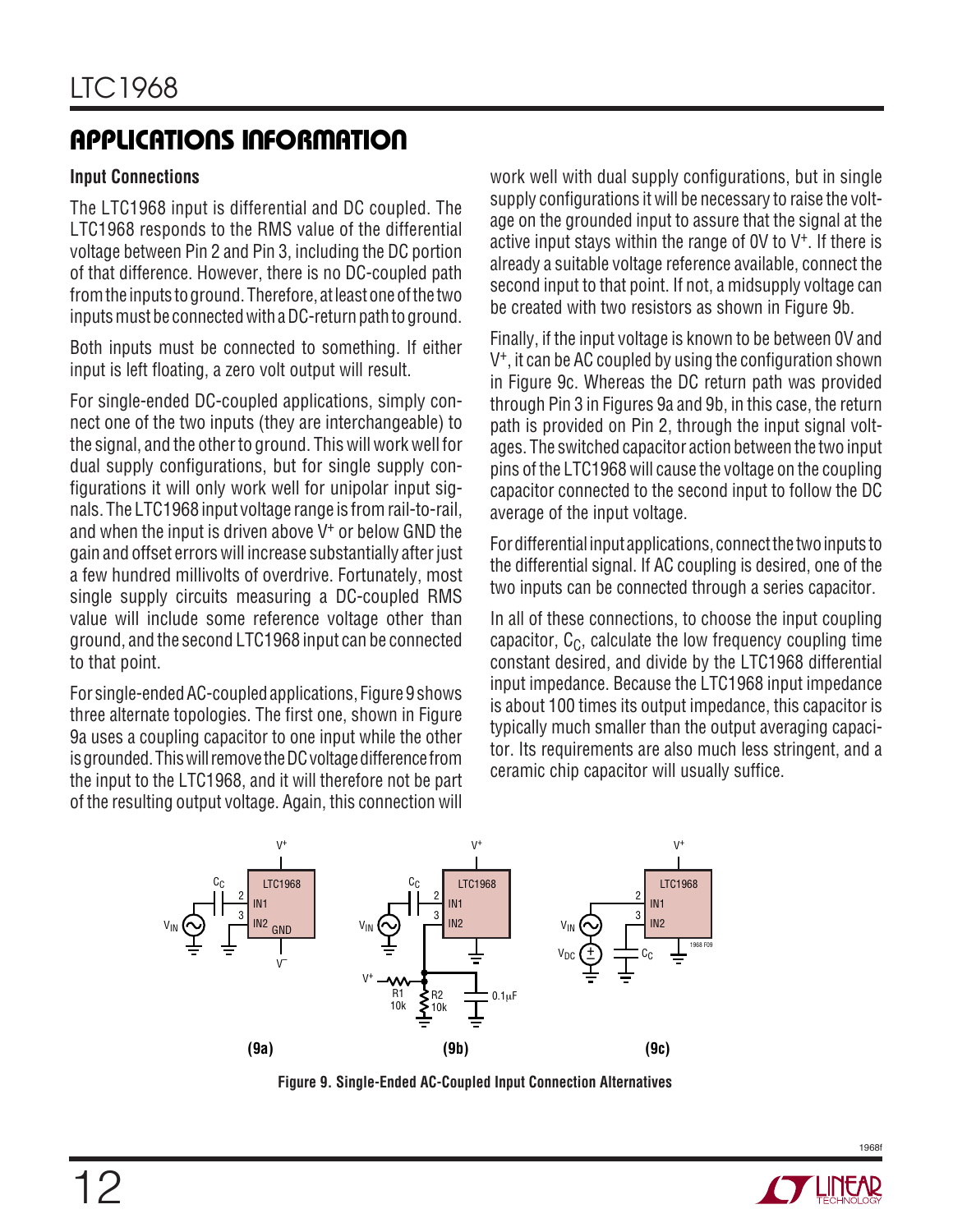## APPLICATIONS INFORMATION

### Input Connections

The LTC1968 input is differential and DC coupled. The LTC1968 responds to the RMS value of the differential voltage between Pin 2 and Pin 3, including the DC portion of that difference. However, there is no DC-coupled path from the inputs to ground. Therefore, at least one of the two inputs must be connected with a DC-return path to ground.

Both inputs must be connected to something. If either input is left floating, a zero volt output will result.

For single-ended DC-coupled applications, simply connect one of the two inputs (they are interchangeable) to the signal, and the other to ground. This will work well for dual supply configurations, but for single supply configurations it will only work well for unipolar input signals. The LTC1968 input voltage range is from rail-to-rail, and when the input is driven above $V^+$ or below GND the gain and offset errors will increase substantially after just a few hundred millivolts of overdrive. Fortunately, most single supply circuits measuring a DC-coupled RMS value will include some reference voltage other than ground, and the second LTC1968 input can be connected to that point.

For single-ended AC-coupled applications, Figure 9 shows three alternate topologies. The first one, shown in Figure 9a uses a coupling capacitor to one input while the other is grounded. This will remove the DC voltage difference from the input to the LTC1968, and it will therefore not be part of the resulting output voltage. Again, this connection will work well with dual supply configurations, but in single supply configurations it will be necessary to raise the voltage on the grounded input to assure that the signal at the active input stays within the range of 0V to $V^+$. If there is already a suitable voltage reference available, connect the second input to that point. If not, a midsupply voltage can be created with two resistors as shown in Figure 9b.

Finally, if the input voltage is known to be between 0V and $V^+$, it can be AC coupled by using the configuration shown in Figure 9c. Whereas the DC return path was provided through Pin 3 in Figures 9a and 9b, in this case, the return path is provided on Pin 2, through the input signal voltages. The switched capacitor action between the two input pins of the LTC1968 will cause the voltage on the coupling capacitor connected to the second input to follow the DC average of the input voltage.

For differential input applications, connect the two inputs to the differential signal. If AC coupling is desired, one of the two inputs can be connected through a series capacitor.

In all of these connections, to choose the input coupling capacitor, $C_C$, calculate the low frequency coupling time constant desired, and divide by the LTC1968 differential input impedance. Because the LTC1968 input impedance is about 100 times its output impedance, this capacitor is typically much smaller than the output averaging capacitor. Its requirements are also much less stringent, and a ceramic chip capacitor will usually suffice.

(9a) (9b) (9c)

**Figure 9. Single-Ended AC-Coupled Input Connection Alternatives**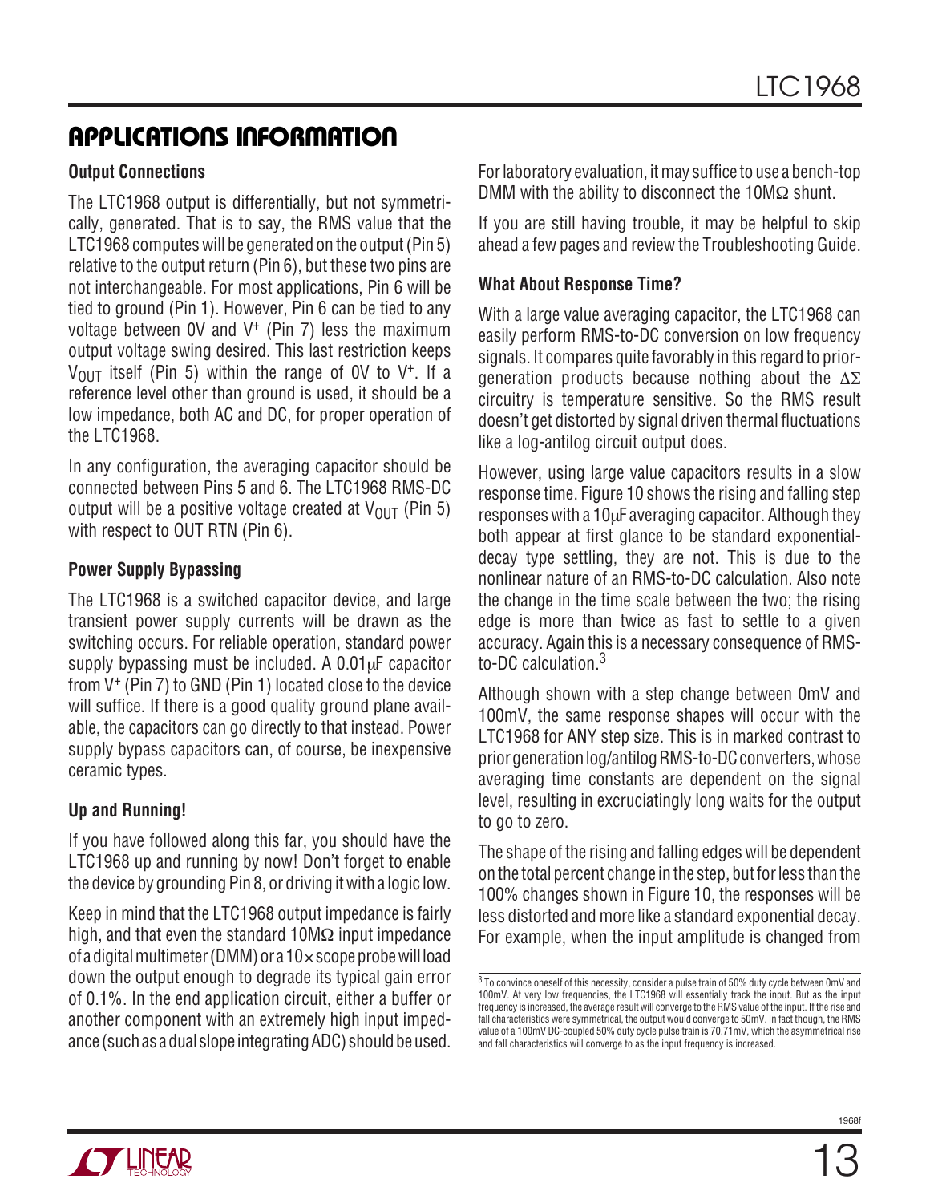## APPLICATIONS INFORMATION

### Output Connections

The LTC1968 output is differentially, but not symmetrically, generated. That is to say, the RMS value that the LTC1968 computes will be generated on the output (Pin 5) relative to the output return (Pin 6), but these two pins are not interchangeable. For most applications, Pin 6 will be tied to ground (Pin 1). However, Pin 6 can be tied to any voltage between 0V and $V^+$ (Pin 7) less the maximum output voltage swing desired. This last restriction keeps $V_{OUT}$ itself (Pin 5) within the range of 0V to $V^+$. If a reference level other than ground is used, it should be a low impedance, both AC and DC, for proper operation of the LTC1968.

In any configuration, the averaging capacitor should be connected between Pins 5 and 6. The LTC1968 RMS-DC output will be a positive voltage created at $V_{OUT}$ (Pin 5) with respect to OUT RTN (Pin 6).

### Power Supply Bypassing

The LTC1968 is a switched capacitor device, and large transient power supply currents will be drawn as the switching occurs. For reliable operation, standard power supply bypassing must be included. A 0.01μF capacitor from $V^+$ (Pin 7) to GND (Pin 1) located close to the device will suffice. If there is a good quality ground plane available, the capacitors can go directly to that instead. Power supply bypass capacitors can, of course, be inexpensive ceramic types.

### Up and Running!

If you have followed along this far, you should have the LTC1968 up and running by now! Don't forget to enable the device by grounding Pin 8, or driving it with a logic low.

Keep in mind that the LTC1968 output impedance is fairly high, and that even the standard 10MΩ input impedance of a digital multimeter (DMM) or a 10× scope probe will load down the output enough to degrade its typical gain error of 0.1%. In the end application circuit, either a buffer or another component with an extremely high input impedance (such as a dual slope integrating ADC) should be used. For laboratory evaluation, it may suffice to use a bench-top DMM with the ability to disconnect the 10MΩ shunt.

If you are still having trouble, it may be helpful to skip ahead a few pages and review the Troubleshooting Guide.

### What About Response Time?

With a large value averaging capacitor, the LTC1968 can easily perform RMS-to-DC conversion on low frequency signals. It compares quite favorably in this regard to prior-generation products because nothing about the ΔΣ circuitry is temperature sensitive. So the RMS result doesn't get distorted by signal driven thermal fluctuations like a log-antilog circuit output does.

However, using large value capacitors results in a slow response time. Figure 10 shows the rising and falling step responses with a 10μF averaging capacitor. Although they both appear at first glance to be standard exponential-decay type settling, they are not. This is due to the nonlinear nature of an RMS-to-DC calculation. Also note the change in the time scale between the two; the rising edge is more than twice as fast to settle to a given accuracy. Again this is a necessary consequence of RMS-to-DC calculation.[3]

Although shown with a step change between 0mV and 100mV, the same response shapes will occur with the LTC1968 for ANY step size. This is in marked contrast to prior generation log/antilog RMS-to-DC converters, whose averaging time constants are dependent on the signal level, resulting in excruciatingly long waits for the output to go to zero.

The shape of the rising and falling edges will be dependent on the total percent change in the step, but for less than the 100% changes shown in Figure 10, the responses will be less distorted and more like a standard exponential decay. For example, when the input amplitude is changed from

[3] To convince oneself of this necessity, consider a pulse train of 50% duty cycle between 0mV and 100mV. At very low frequencies, the LTC1968 will essentially track the input. But as the input frequency is increased, the average result will converge to the RMS value of the input. If the rise and fall characteristics were symmetrical, the output would converge to 50mV. In fact though, the RMS value of a 100mV DC-coupled 50% duty cycle pulse train is 70.71mV, which the asymmetrical rise and fall characteristics will converge to as the input frequency is increased.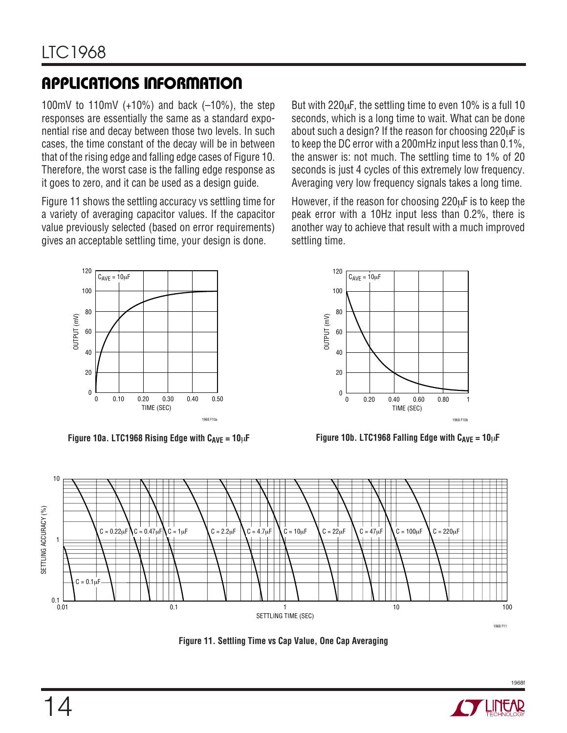## APPLICATIONS INFORMATION

100mV to 110mV (+10%) and back (–10%), the step responses are essentially the same as a standard exponential rise and decay between those two levels. In such cases, the time constant of the decay will be in between that of the rising edge and falling edge cases of Figure 10. Therefore, the worst case is the falling edge response as it goes to zero, and it can be used as a design guide.

Figure 11 shows the settling accuracy vs settling time for a variety of averaging capacitor values. If the capacitor value previously selected (based on error requirements) gives an acceptable settling time, your design is done.

But with 220μF, the settling time to even 10% is a full 10 seconds, which is a long time to wait. What can be done about such a design? If the reason for choosing 220μF is to keep the DC error with a 200mHz input less than 0.1%, the answer is: not much. The settling time to 1% of 20 seconds is just 4 cycles of this extremely low frequency. Averaging very low frequency signals takes a long time.

However, if the reason for choosing 220μF is to keep the peak error with a 10Hz input less than 0.2%, there is another way to achieve that result with a much improved settling time.

**Figure 10a. LTC1968 Rising Edge with $C_{AVE}$ = 10μF**

**Figure 10b. LTC1968 Falling Edge with $C_{AVE}$ = 10μF**

**Figure 11. Settling Time vs Cap Value, One Cap Averaging**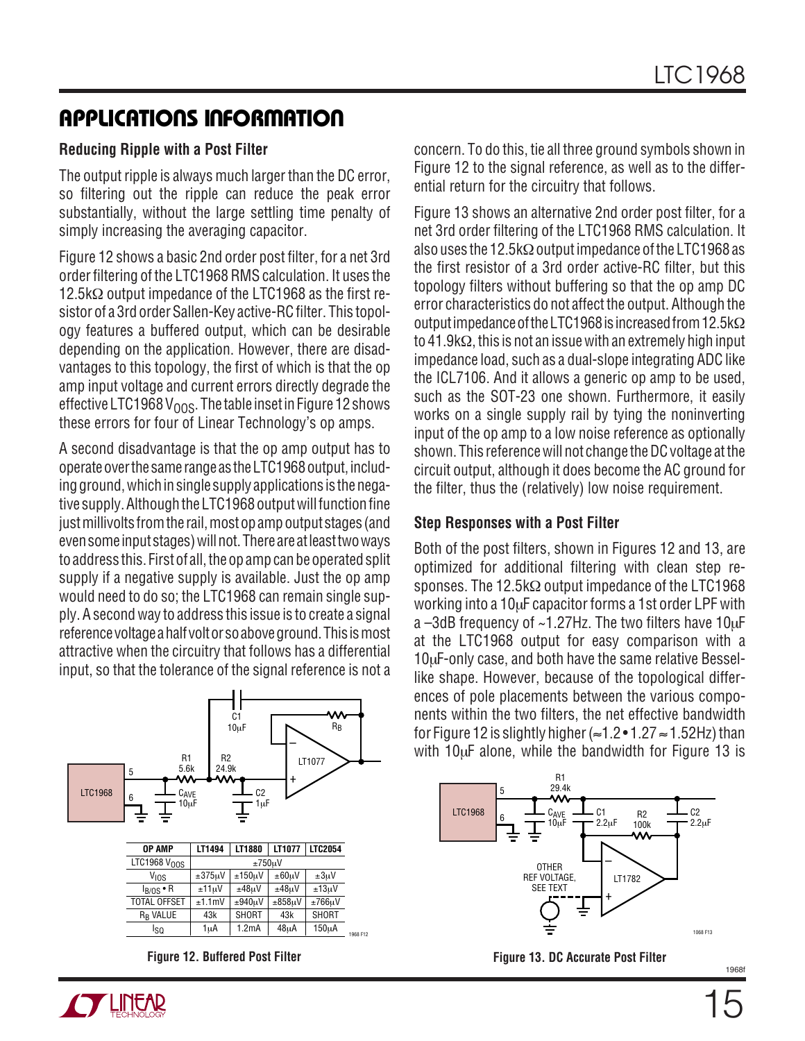## APPLICATIONS INFORMATION

### Reducing Ripple with a Post Filter

The output ripple is always much larger than the DC error, so filtering out the ripple can reduce the peak error substantially, without the large settling time penalty of simply increasing the averaging capacitor.

Figure 12 shows a basic 2nd order post filter, for a net 3rd order filtering of the LTC1968 RMS calculation. It uses the 12.5kΩ output impedance of the LTC1968 as the first resistor of a 3rd order Sallen-Key active-RC filter. This topology features a buffered output, which can be desirable depending on the application. However, there are disadvantages to this topology, the first of which is that the op amp input voltage and current errors directly degrade the effective LTC1968 $V_{OOS}$. The table inset in Figure 12 shows these errors for four of Linear Technology's op amps.

A second disadvantage is that the op amp output has to operate over the same range as the LTC1968 output, including ground, which in single supply applications is the negative supply. Although the LTC1968 output will function fine just millivolts from the rail, most op amp output stages (and even some input stages) will not. There are at least two ways to address this. First of all, the op amp can be operated split supply if a negative supply is available. Just the op amp would need to do so; the LTC1968 can remain single supply. A second way to address this issue is to create a signal reference voltage a half volt or so above ground. This is most attractive when the circuitry that follows has a differential input, so that the tolerance of the signal reference is not a concern. To do this, tie all three ground symbols shown in Figure 12 to the signal reference, as well as to the differential return for the circuitry that follows.

| OP AMP | LT1494 | LT1880 | LT1077 | LTC2054 |
|---|---|---|---|---|
| LTC1968 $V_{OOS}$ | ±750µV | | | |
| $V_{IOS}$ | ±375µV | ±150µV | ±60µV | ±3µV |
| $I_{B/OS}$ • R | ±11µV | ±48µV | ±48µV | ±13µV |
| TOTAL OFFSET | ±1.1mV | ±940µV | ±858µV | ±766µV |
| $R_B$ VALUE | 43k | SHORT | 43k | SHORT |
| $I_{SQ}$ | 1µA | 1.2mA | 48µA | 150µA |

Figure 12. Buffered Post Filter

Figure 13 shows an alternative 2nd order post filter, for a net 3rd order filtering of the LTC1968 RMS calculation. It also uses the 12.5kΩ output impedance of the LTC1968 as the first resistor of a 3rd order active-RC filter, but this topology filters without buffering so that the op amp DC error characteristics do not affect the output. Although the output impedance of the LTC1968 is increased from 12.5kΩ to 41.9kΩ, this is not an issue with an extremely high input impedance load, such as a dual-slope integrating ADC like the ICL7106. And it allows a generic op amp to be used, such as the SOT-23 one shown. Furthermore, it easily works on a single supply rail by tying the noninverting input of the op amp to a low noise reference as optionally shown. This reference will not change the DC voltage at the circuit output, although it does become the AC ground for the filter, thus the (relatively) low noise requirement.

Figure 13. DC Accurate Post Filter

### Step Responses with a Post Filter

Both of the post filters, shown in Figures 12 and 13, are optimized for additional filtering with clean step responses. The 12.5kΩ output impedance of the LTC1968 working into a 10µF capacitor forms a 1st order LPF with a –3dB frequency of ~1.27Hz. The two filters have 10µF at the LTC1968 output for easy comparison with a 10µF-only case, and both have the same relative Bessel-like shape. However, because of the topological differences of pole placements between the various components within the two filters, the net effective bandwidth for Figure 12 is slightly higher (≈1.2 • 1.27 ≈ 1.52Hz) than with 10µF alone, while the bandwidth for Figure 13 is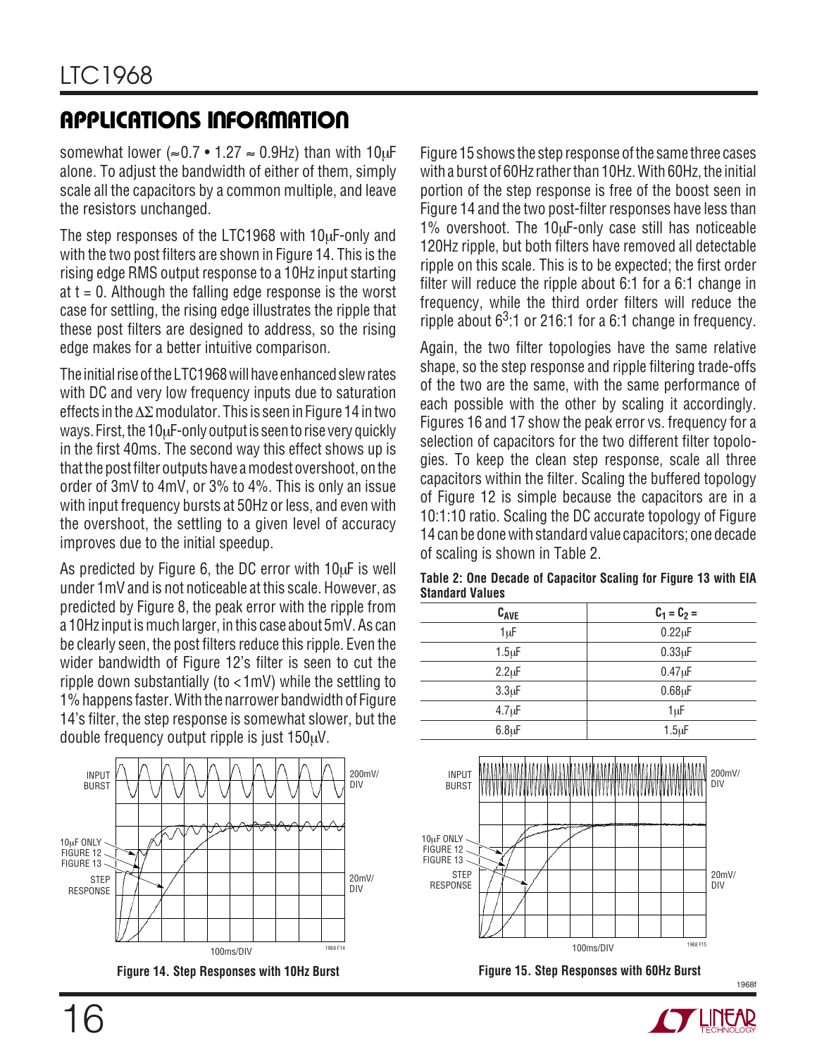## APPLICATIONS INFORMATION

somewhat lower (≈0.7 • 1.27 ≈ 0.9Hz) than with 10μF alone. To adjust the bandwidth of either of them, simply scale all the capacitors by a common multiple, and leave the resistors unchanged.

The step responses of the LTC1968 with 10μF-only and with the two post filters are shown in Figure 14. This is the rising edge RMS output response to a 10Hz input starting at t = 0. Although the falling edge response is the worst case for settling, the rising edge illustrates the ripple that these post filters are designed to address, so the rising edge makes for a better intuitive comparison.

The initial rise of the LTC1968 will have enhanced slew rates with DC and very low frequency inputs due to saturation effects in the ΔΣ modulator. This is seen in Figure 14 in two ways. First, the 10μF-only output is seen to rise very quickly in the first 40ms. The second way this effect shows up is that the post filter outputs have a modest overshoot, on the order of 3mV to 4mV, or 3% to 4%. This is only an issue with input frequency bursts at 50Hz or less, and even with the overshoot, the settling to a given level of accuracy improves due to the initial speedup.

As predicted by Figure 6, the DC error with 10μF is well under 1mV and is not noticeable at this scale. However, as predicted by Figure 8, the peak error with the ripple from a 10Hz input is much larger, in this case about 5mV. As can be clearly seen, the post filters reduce this ripple. Even the wider bandwidth of Figure 12's filter is seen to cut the ripple down substantially (to <1mV) while the settling to 1% happens faster. With the narrower bandwidth of Figure 14's filter, the step response is somewhat slower, but the double frequency output ripple is just 150μV.

Figure 14. Step Responses with 10Hz Burst

Figure 15 shows the step response of the same three cases with a burst of 60Hz rather than 10Hz. With 60Hz, the initial portion of the step response is free of the boost seen in Figure 14 and the two post-filter responses have less than 1% overshoot. The 10μF-only case still has noticeable 120Hz ripple, but both filters have removed all detectable ripple on this scale. This is to be expected; the first order filter will reduce the ripple about 6:1 for a 6:1 change in frequency, while the third order filters will reduce the ripple about $6^3$:1 or 216:1 for a 6:1 change in frequency.

Again, the two filter topologies have the same relative shape, so the step response and ripple filtering trade-offs of the two are the same, with the same performance of each possible with the other by scaling it accordingly. Figures 16 and 17 show the peak error vs. frequency for a selection of capacitors for the two different filter topologies. To keep the clean step response, scale all three capacitors within the filter. Scaling the buffered topology of Figure 12 is simple because the capacitors are in a 10:1:10 ratio. Scaling the DC accurate topology of Figure 14 can be done with standard value capacitors; one decade of scaling is shown in Table 2.

**Table 2: One Decade of Capacitor Scaling for Figure 13 with EIA Standard Values**

| $C_{AVE}$ | $C_1 = C_2 =$ |
|---|---|
| 1μF | 0.22μF |
| 1.5μF | 0.33μF |
| 2.2μF | 0.47μF |
| 3.3μF | 0.68μF |
| 4.7μF | 1μF |
| 6.8μF | 1.5μF |

Figure 15. Step Responses with 60Hz Burst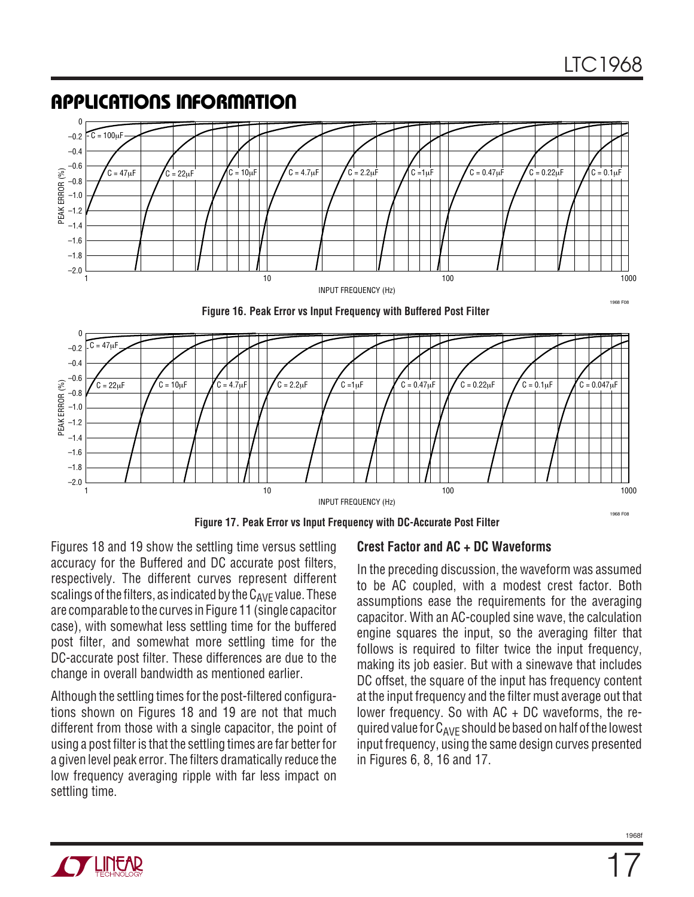## APPLICATIONS INFORMATION

Figure 16. Peak Error vs Input Frequency with Buffered Post Filter

Figure 17. Peak Error vs Input Frequency with DC-Accurate Post Filter

Figures 18 and 19 show the settling time versus settling accuracy for the Buffered and DC accurate post filters, respectively. The different curves represent different scalings of the filters, as indicated by the $C_{AVE}$ value. These are comparable to the curves in Figure 11 (single capacitor case), with somewhat less settling time for the buffered post filter, and somewhat more settling time for the DC-accurate post filter. These differences are due to the change in overall bandwidth as mentioned earlier.

Although the settling times for the post-filtered configurations shown on Figures 18 and 19 are not that much different from those with a single capacitor, the point of using a post filter is that the settling times are far better for a given level peak error. The filters dramatically reduce the low frequency averaging ripple with far less impact on settling time.

### Crest Factor and AC + DC Waveforms

In the preceding discussion, the waveform was assumed to be AC coupled, with a modest crest factor. Both assumptions ease the requirements for the averaging capacitor. With an AC-coupled sine wave, the calculation engine squares the input, so the averaging filter that follows is required to filter twice the input frequency, making its job easier. But with a sinewave that includes DC offset, the square of the input has frequency content at the input frequency and the filter must average out that lower frequency. So with AC + DC waveforms, the required value for $C_{AVE}$ should be based on half of the lowest input frequency, using the same design curves presented in Figures 6, 8, 16 and 17.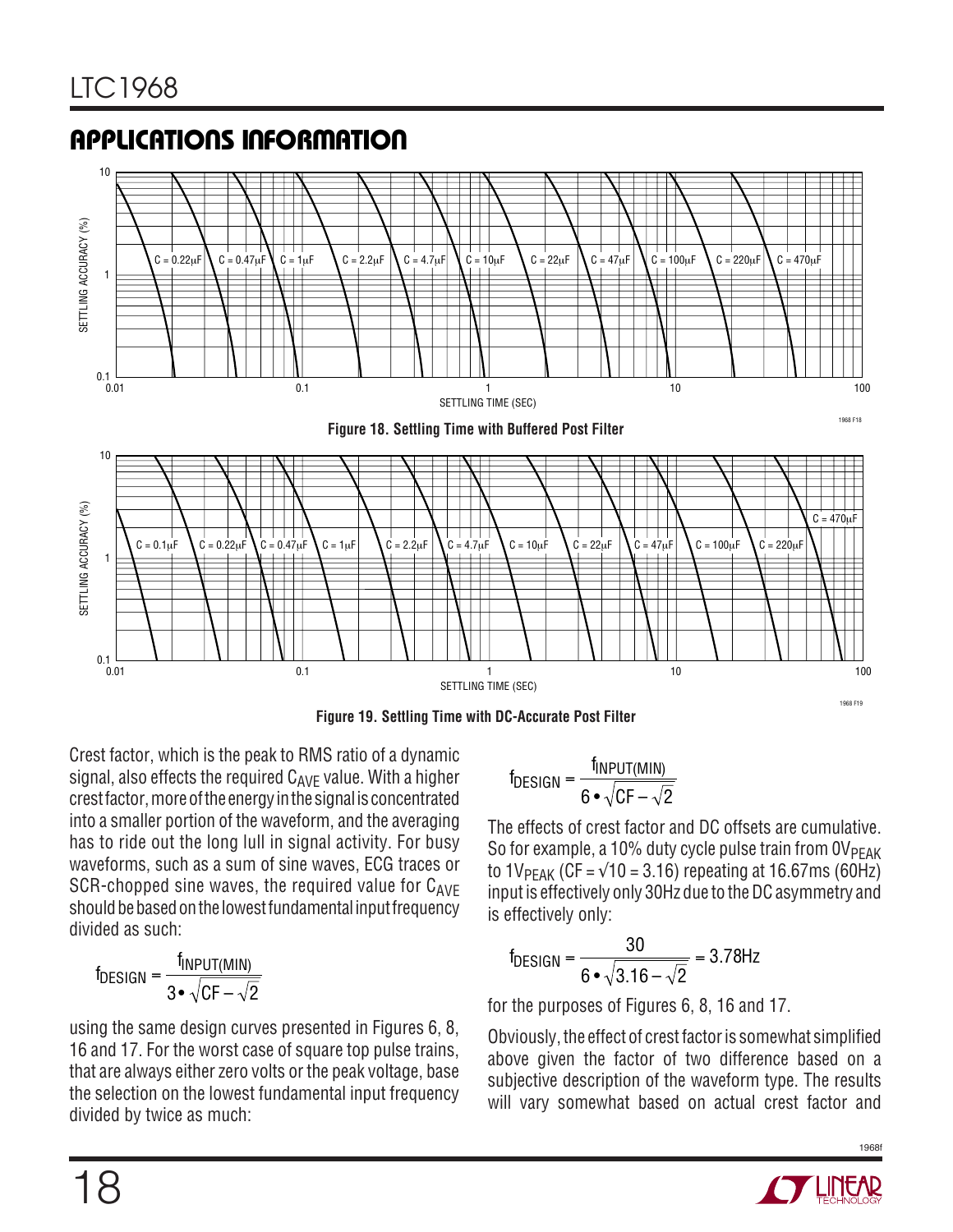## APPLICATIONS INFORMATION

Figure 18. Settling Time with Buffered Post Filter

Figure 19. Settling Time with DC-Accurate Post Filter

Crest factor, which is the peak to RMS ratio of a dynamic signal, also effects the required $C_{AVE}$ value. With a higher crest factor, more of the energy in the signal is concentrated into a smaller portion of the waveform, and the averaging has to ride out the long lull in signal activity. For busy waveforms, such as a sum of sine waves, ECG traces or SCR-chopped sine waves, the required value for $C_{AVE}$ should be based on the lowest fundamental input frequency divided as such:

$$f_{DESIGN} = \frac{f_{INPUT(MIN)}}{3 \bullet \sqrt{CF - \sqrt{2}}}$$

using the same design curves presented in Figures 6, 8, 16 and 17. For the worst case of square top pulse trains, that are always either zero volts or the peak voltage, base the selection on the lowest fundamental input frequency divided by twice as much:

$$f_{DESIGN} = \frac{f_{INPUT(MIN)}}{6 \bullet \sqrt{CF - \sqrt{2}}}$$

The effects of crest factor and DC offsets are cumulative. So for example, a 10% duty cycle pulse train from $0V_{PEAK}$ to $1V_{PEAK}$ ($CF = \sqrt{10} = 3.16$) repeating at 16.67ms (60Hz) input is effectively only 30Hz due to the DC asymmetry and is effectively only:

$$f_{DESIGN} = \frac{30}{6 \bullet \sqrt{3.16 - \sqrt{2}}} = 3.78\text{Hz}$$

for the purposes of Figures 6, 8, 16 and 17.

Obviously, the effect of crest factor is somewhat simplified above given the factor of two difference based on a subjective description of the waveform type. The results will vary somewhat based on actual crest factor and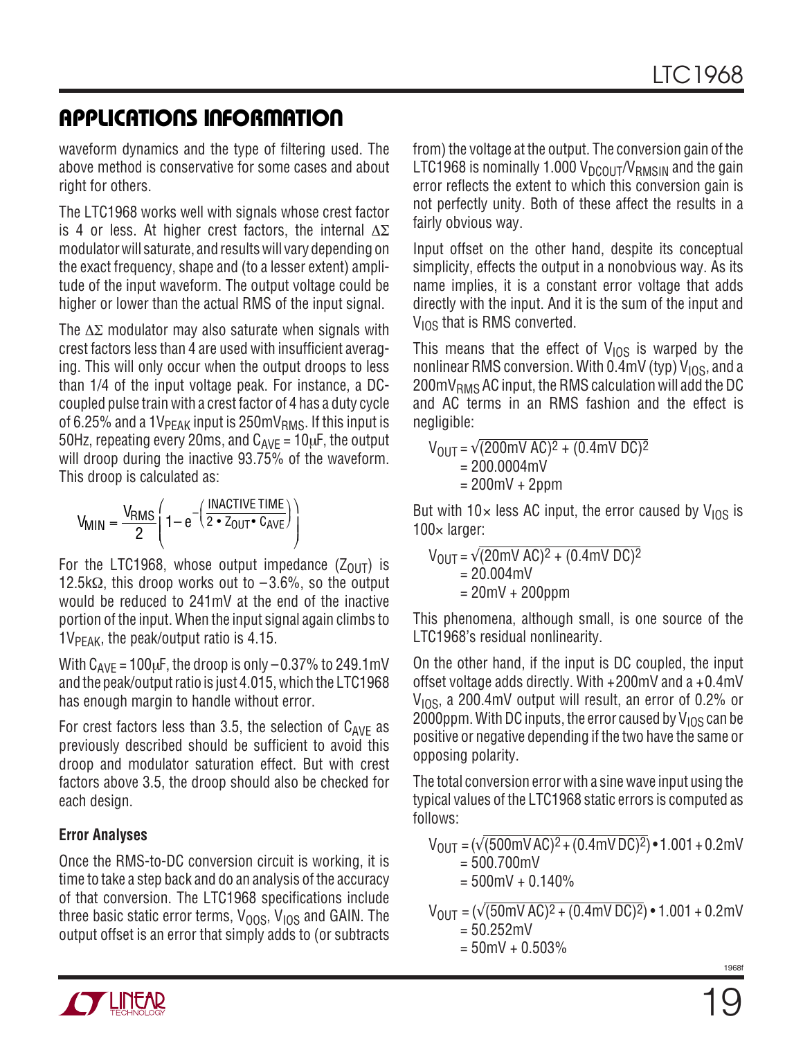## APPLICATIONS INFORMATION

waveform dynamics and the type of filtering used. The above method is conservative for some cases and about right for others.

The LTC1968 works well with signals whose crest factor is 4 or less. At higher crest factors, the internal $\Delta\Sigma$ modulator will saturate, and results will vary depending on the exact frequency, shape and (to a lesser extent) amplitude of the input waveform. The output voltage could be higher or lower than the actual RMS of the input signal.

The $\Delta\Sigma$ modulator may also saturate when signals with crest factors less than 4 are used with insufficient averaging. This will only occur when the output droops to less than 1/4 of the input voltage peak. For instance, a DC-coupled pulse train with a crest factor of 4 has a duty cycle of 6.25% and a $1V_{PEAK}$ input is $250mV_{RMS}$. If this input is 50Hz, repeating every 20ms, and $C_{AVE} = 10\mu F$, the output will droop during the inactive 93.75% of the waveform. This droop is calculated as:

$$V_{MIN} = \frac{V_{RMS}}{2}\left(1 - e^{-\left(\frac{\text{INACTIVE TIME}}{2 \cdot Z_{OUT} \cdot C_{AVE}}\right)}\right)$$

For the LTC1968, whose output impedance ($Z_{OUT}$) is 12.5kΩ, this droop works out to –3.6%, so the output would be reduced to 241mV at the end of the inactive portion of the input. When the input signal again climbs to $1V_{PEAK}$, the peak/output ratio is 4.15.

With $C_{AVE} = 100\mu F$, the droop is only –0.37% to 249.1mV and the peak/output ratio is just 4.015, which the LTC1968 has enough margin to handle without error.

For crest factors less than 3.5, the selection of $C_{AVE}$ as previously described should be sufficient to avoid this droop and modulator saturation effect. But with crest factors above 3.5, the droop should also be checked for each design.

### Error Analyses

Once the RMS-to-DC conversion circuit is working, it is time to take a step back and do an analysis of the accuracy of that conversion. The LTC1968 specifications include three basic static error terms, $V_{OOS}$, $V_{IOS}$ and GAIN. The output offset is an error that simply adds to (or subtracts from) the voltage at the output. The conversion gain of the LTC1968 is nominally 1.000 $V_{DCOUT}/V_{RMSIN}$ and the gain error reflects the extent to which this conversion gain is not perfectly unity. Both of these affect the results in a fairly obvious way.

Input offset on the other hand, despite its conceptual simplicity, effects the output in a nonobvious way. As its name implies, it is a constant error voltage that adds directly with the input. And it is the sum of the input and $V_{IOS}$ that is RMS converted.

This means that the effect of $V_{IOS}$ is warped by the nonlinear RMS conversion. With 0.4mV (typ) $V_{IOS}$, and a $200mV_{RMS}$ AC input, the RMS calculation will add the DC and AC terms in an RMS fashion and the effect is negligible:

$$\begin{aligned} V_{OUT} &= \sqrt{(200\text{mV AC})^2 + (0.4\text{mV DC})^2} \\ &= 200.0004\text{mV} \\ &= 200\text{mV} + 2\text{ppm} \end{aligned}$$

But with 10× less AC input, the error caused by $V_{IOS}$ is 100× larger:

$$\begin{aligned} V_{OUT} &= \sqrt{(20\text{mV AC})^2 + (0.4\text{mV DC})^2} \\ &= 20.004\text{mV} \\ &= 20\text{mV} + 200\text{ppm} \end{aligned}$$

This phenomena, although small, is one source of the LTC1968's residual nonlinearity.

On the other hand, if the input is DC coupled, the input offset voltage adds directly. With +200mV and a +0.4mV $V_{IOS}$, a 200.4mV output will result, an error of 0.2% or 2000ppm. With DC inputs, the error caused by $V_{IOS}$ can be positive or negative depending if the two have the same or opposing polarity.

The total conversion error with a sine wave input using the typical values of the LTC1968 static errors is computed as follows:

$$\begin{aligned} V_{OUT} &= \left(\sqrt{(500\text{mV AC})^2 + (0.4\text{mV DC})^2}\right) \cdot 1.001 + 0.2\text{mV} \\ &= 500.700\text{mV} \\ &= 500\text{mV} + 0.140\% \end{aligned}$$

$$\begin{aligned} V_{OUT} &= \left(\sqrt{(50\text{mV AC})^2 + (0.4\text{mV DC})^2}\right) \cdot 1.001 + 0.2\text{mV} \\ &= 50.252\text{mV} \\ &= 50\text{mV} + 0.503\% \end{aligned}$$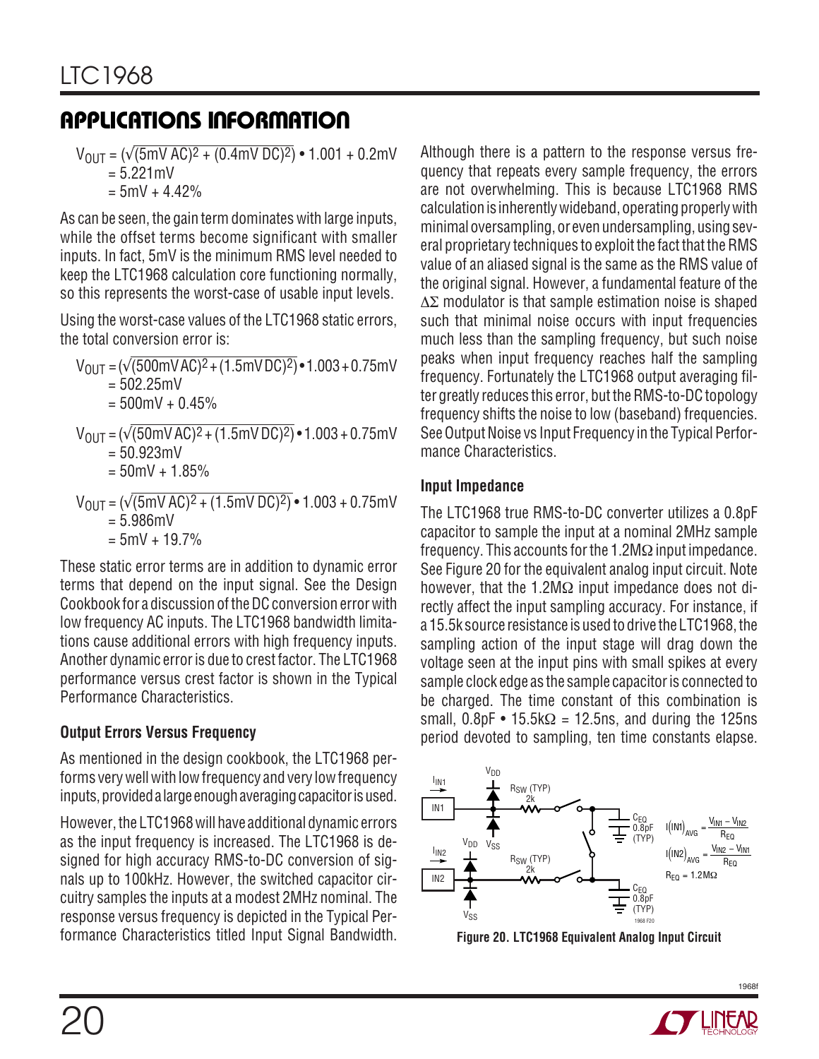## APPLICATIONS INFORMATION

$$V_{OUT} = (\sqrt{(5mV\ AC)^2 + (0.4mV\ DC)^2}) \bullet 1.001 + 0.2mV$$
$$= 5.221mV$$
$$= 5mV + 4.42\%$$

As can be seen, the gain term dominates with large inputs, while the offset terms become significant with smaller inputs. In fact, 5mV is the minimum RMS level needed to keep the LTC1968 calculation core functioning normally, so this represents the worst-case of usable input levels.

Using the worst-case values of the LTC1968 static errors, the total conversion error is:

$$V_{OUT} = (\sqrt{(500mV\ AC)^2 + (1.5mV\ DC)^2}) \bullet 1.003 + 0.75mV$$
$$= 502.25mV$$
$$= 500mV + 0.45\%$$

$$V_{OUT} = (\sqrt{(50mV\ AC)^2 + (1.5mV\ DC)^2}) \bullet 1.003 + 0.75mV$$
$$= 50.923mV$$
$$= 50mV + 1.85\%$$

$$V_{OUT} = (\sqrt{(5mV\ AC)^2 + (1.5mV\ DC)^2}) \bullet 1.003 + 0.75mV$$
$$= 5.986mV$$
$$= 5mV + 19.7\%$$

These static error terms are in addition to dynamic error terms that depend on the input signal. See the Design Cookbook for a discussion of the DC conversion error with low frequency AC inputs. The LTC1968 bandwidth limitations cause additional errors with high frequency inputs. Another dynamic error is due to crest factor. The LTC1968 performance versus crest factor is shown in the Typical Performance Characteristics.

### Output Errors Versus Frequency

As mentioned in the design cookbook, the LTC1968 performs very well with low frequency and very low frequency inputs, provided a large enough averaging capacitor is used.

However, the LTC1968 will have additional dynamic errors as the input frequency is increased. The LTC1968 is designed for high accuracy RMS-to-DC conversion of signals up to 100kHz. However, the switched capacitor circuitry samples the inputs at a modest 2MHz nominal. The response versus frequency is depicted in the Typical Performance Characteristics titled Input Signal Bandwidth. Although there is a pattern to the response versus frequency that repeats every sample frequency, the errors are not overwhelming. This is because LTC1968 RMS calculation is inherently wideband, operating properly with minimal oversampling, or even undersampling, using several proprietary techniques to exploit the fact that the RMS value of an aliased signal is the same as the RMS value of the original signal. However, a fundamental feature of the $\Delta\Sigma$ modulator is that sample estimation noise is shaped such that minimal noise occurs with input frequencies much less than the sampling frequency, but such noise peaks when input frequency reaches half the sampling frequency. Fortunately the LTC1968 output averaging filter greatly reduces this error, but the RMS-to-DC topology frequency shifts the noise to low (baseband) frequencies. See Output Noise vs Input Frequency in the Typical Performance Characteristics.

### Input Impedance

The LTC1968 true RMS-to-DC converter utilizes a 0.8pF capacitor to sample the input at a nominal 2MHz sample frequency. This accounts for the 1.2MΩ input impedance. See Figure 20 for the equivalent analog input circuit. Note however, that the 1.2MΩ input impedance does not directly affect the input sampling accuracy. For instance, if a 15.5k source resistance is used to drive the LTC1968, the sampling action of the input stage will drag down the voltage seen at the input pins with small spikes at every sample clock edge as the sample capacitor is connected to be charged. The time constant of this combination is small, 0.8pF • 15.5kΩ = 12.5ns, and during the 125ns period devoted to sampling, ten time constants elapse.

**Figure 20. LTC1968 Equivalent Analog Input Circuit**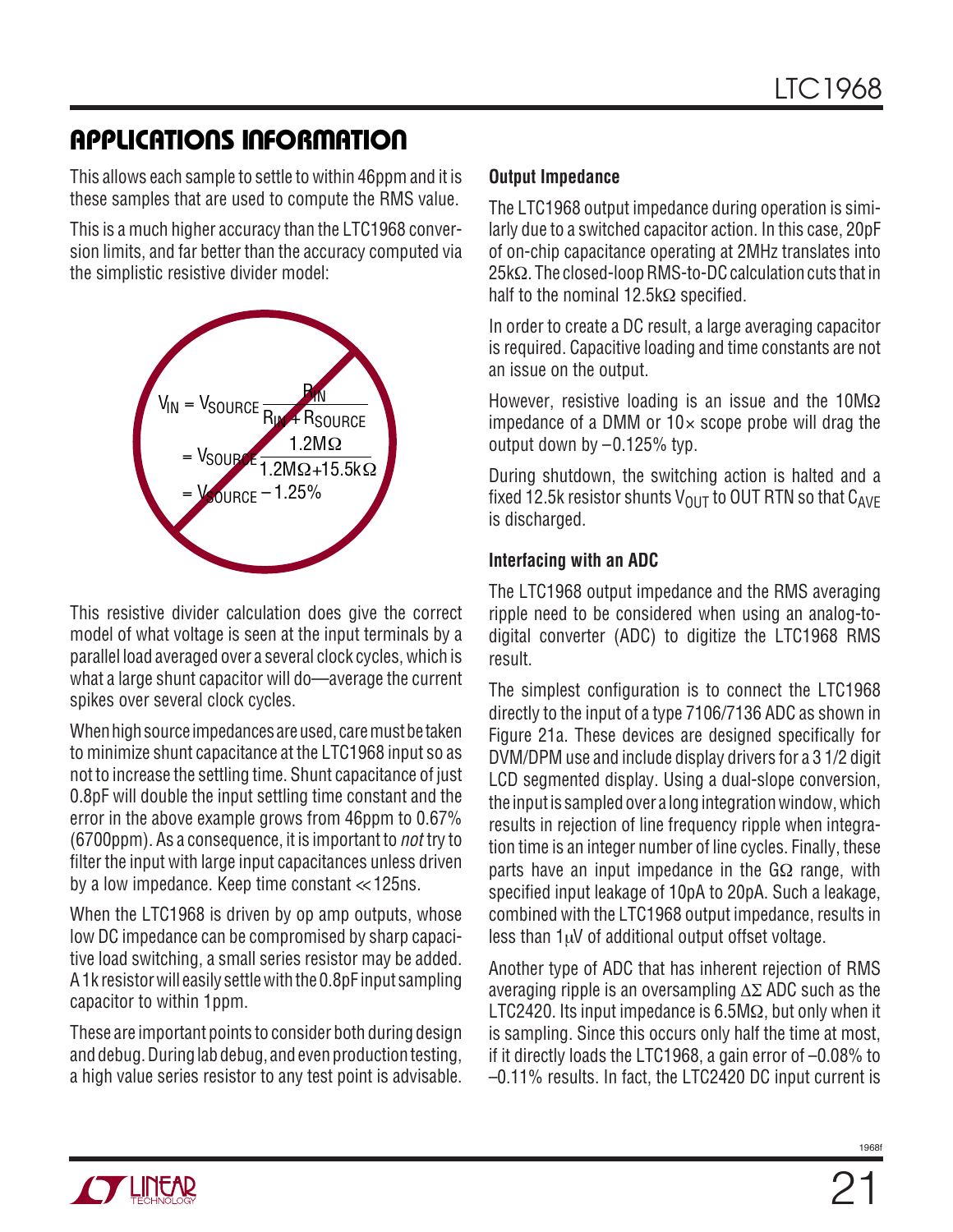## APPLICATIONS INFORMATION

This allows each sample to settle to within 46ppm and it is these samples that are used to compute the RMS value.

This is a much higher accuracy than the LTC1968 conversion limits, and far better than the accuracy computed via the simplistic resistive divider model:

$$V_{IN} = V_{SOURCE} \frac{R_{IN}}{R_{IN} + R_{SOURCE}}$$

$$= V_{SOURCE} \frac{1.2M\Omega}{1.2M\Omega + 15.5k\Omega}$$

$$= V_{SOURCE} - 1.25\%$$

This resistive divider calculation does give the correct model of what voltage is seen at the input terminals by a parallel load averaged over a several clock cycles, which is what a large shunt capacitor will do—average the current spikes over several clock cycles.

When high source impedances are used, care must be taken to minimize shunt capacitance at the LTC1968 input so as not to increase the settling time. Shunt capacitance of just 0.8pF will double the input settling time constant and the error in the above example grows from 46ppm to 0.67% (6700ppm). As a consequence, it is important to *not* try to filter the input with large input capacitances unless driven by a low impedance. Keep time constant ≪125ns.

When the LTC1968 is driven by op amp outputs, whose low DC impedance can be compromised by sharp capacitive load switching, a small series resistor may be added. A 1k resistor will easily settle with the 0.8pF input sampling capacitor to within 1ppm.

These are important points to consider both during design and debug. During lab debug, and even production testing, a high value series resistor to any test point is advisable.

### Output Impedance

The LTC1968 output impedance during operation is similarly due to a switched capacitor action. In this case, 20pF of on-chip capacitance operating at 2MHz translates into 25kΩ. The closed-loop RMS-to-DC calculation cuts that in half to the nominal 12.5kΩ specified.

In order to create a DC result, a large averaging capacitor is required. Capacitive loading and time constants are not an issue on the output.

However, resistive loading is an issue and the 10MΩ impedance of a DMM or 10× scope probe will drag the output down by –0.125% typ.

During shutdown, the switching action is halted and a fixed 12.5k resistor shunts $V_{OUT}$ to OUT RTN so that $C_{AVE}$ is discharged.

### Interfacing with an ADC

The LTC1968 output impedance and the RMS averaging ripple need to be considered when using an analog-to-digital converter (ADC) to digitize the LTC1968 RMS result.

The simplest configuration is to connect the LTC1968 directly to the input of a type 7106/7136 ADC as shown in Figure 21a. These devices are designed specifically for DVM/DPM use and include display drivers for a 3 1/2 digit LCD segmented display. Using a dual-slope conversion, the input is sampled over a long integration window, which results in rejection of line frequency ripple when integration time is an integer number of line cycles. Finally, these parts have an input impedance in the GΩ range, with specified input leakage of 10pA to 20pA. Such a leakage, combined with the LTC1968 output impedance, results in less than 1μV of additional output offset voltage.

Another type of ADC that has inherent rejection of RMS averaging ripple is an oversampling ΔΣ ADC such as the LTC2420. Its input impedance is 6.5MΩ, but only when it is sampling. Since this occurs only half the time at most, if it directly loads the LTC1968, a gain error of –0.08% to –0.11% results. In fact, the LTC2420 DC input current is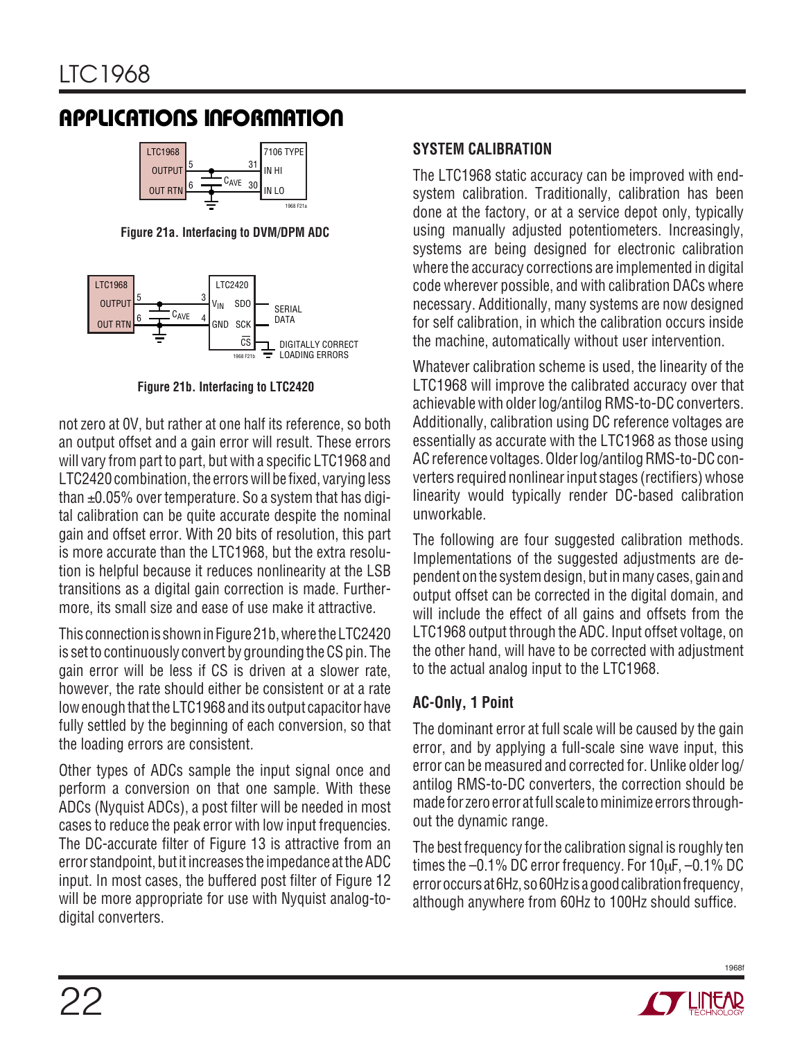## APPLICATIONS INFORMATION

Figure 21a. Interfacing to DVM/DPM ADC

Figure 21b. Interfacing to LTC2420

not zero at 0V, but rather at one half its reference, so both an output offset and a gain error will result. These errors will vary from part to part, but with a specific LTC1968 and LTC2420 combination, the errors will be fixed, varying less than ±0.05% over temperature. So a system that has digital calibration can be quite accurate despite the nominal gain and offset error. With 20 bits of resolution, this part is more accurate than the LTC1968, but the extra resolution is helpful because it reduces nonlinearity at the LSB transitions as a digital gain correction is made. Furthermore, its small size and ease of use make it attractive.

This connection is shown in Figure 21b, where the LTC2420 is set to continuously convert by grounding the CS pin. The gain error will be less if CS is driven at a slower rate, however, the rate should either be consistent or at a rate low enough that the LTC1968 and its output capacitor have fully settled by the beginning of each conversion, so that the loading errors are consistent.

Other types of ADCs sample the input signal once and perform a conversion on that one sample. With these ADCs (Nyquist ADCs), a post filter will be needed in most cases to reduce the peak error with low input frequencies. The DC-accurate filter of Figure 13 is attractive from an error standpoint, but it increases the impedance at the ADC input. In most cases, the buffered post filter of Figure 12 will be more appropriate for use with Nyquist analog-to-digital converters.

### SYSTEM CALIBRATION

The LTC1968 static accuracy can be improved with end-system calibration. Traditionally, calibration has been done at the factory, or at a service depot only, typically using manually adjusted potentiometers. Increasingly, systems are being designed for electronic calibration where the accuracy corrections are implemented in digital code wherever possible, and with calibration DACs where necessary. Additionally, many systems are now designed for self calibration, in which the calibration occurs inside the machine, automatically without user intervention.

Whatever calibration scheme is used, the linearity of the LTC1968 will improve the calibrated accuracy over that achievable with older log/antilog RMS-to-DC converters. Additionally, calibration using DC reference voltages are essentially as accurate with the LTC1968 as those using AC reference voltages. Older log/antilog RMS-to-DC converters required nonlinear input stages (rectifiers) whose linearity would typically render DC-based calibration unworkable.

The following are four suggested calibration methods. Implementations of the suggested adjustments are dependent on the system design, but in many cases, gain and output offset can be corrected in the digital domain, and will include the effect of all gains and offsets from the LTC1968 output through the ADC. Input offset voltage, on the other hand, will have to be corrected with adjustment to the actual analog input to the LTC1968.

### AC-Only, 1 Point

The dominant error at full scale will be caused by the gain error, and by applying a full-scale sine wave input, this error can be measured and corrected for. Unlike older log/antilog RMS-to-DC converters, the correction should be made for zero error at full scale to minimize errors throughout the dynamic range.

The best frequency for the calibration signal is roughly ten times the –0.1% DC error frequency. For 10μF, –0.1% DC error occurs at 6Hz, so 60Hz is a good calibration frequency, although anywhere from 60Hz to 100Hz should suffice.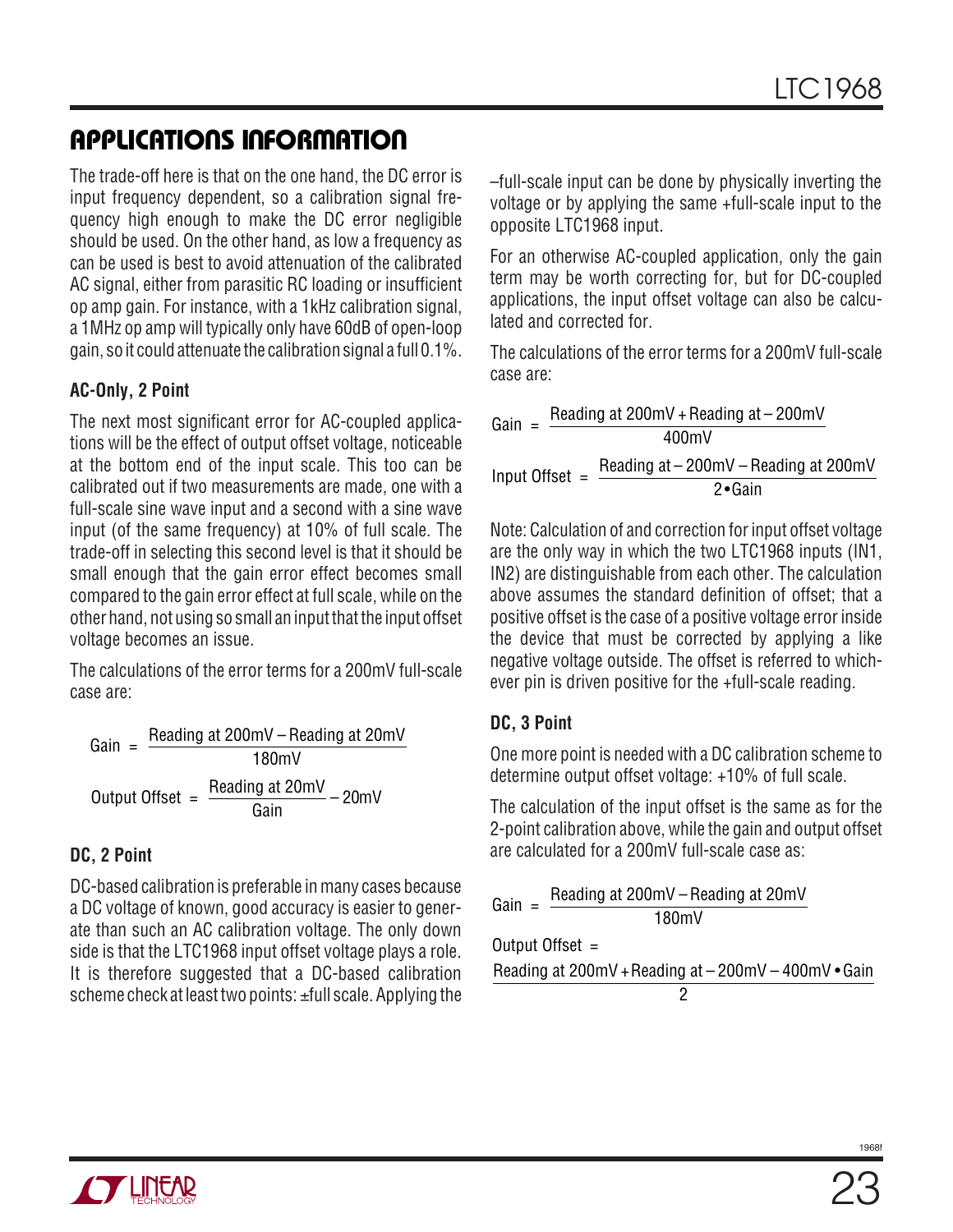## APPLICATIONS INFORMATION

The trade-off here is that on the one hand, the DC error is input frequency dependent, so a calibration signal frequency high enough to make the DC error negligible should be used. On the other hand, as low a frequency as can be used is best to avoid attenuation of the calibrated AC signal, either from parasitic RC loading or insufficient op amp gain. For instance, with a 1kHz calibration signal, a 1MHz op amp will typically only have 60dB of open-loop gain, so it could attenuate the calibration signal a full 0.1%.

### AC-Only, 2 Point

The next most significant error for AC-coupled applications will be the effect of output offset voltage, noticeable at the bottom end of the input scale. This too can be calibrated out if two measurements are made, one with a full-scale sine wave input and a second with a sine wave input (of the same frequency) at 10% of full scale. The trade-off in selecting this second level is that it should be small enough that the gain error effect becomes small compared to the gain error effect at full scale, while on the other hand, not using so small an input that the input offset voltage becomes an issue.

The calculations of the error terms for a 200mV full-scale case are:

$$\text{Gain} = \frac{\text{Reading at 200mV} - \text{Reading at 20mV}}{\text{180mV}}$$

$$\text{Output Offset} = \frac{\text{Reading at 20mV}}{\text{Gain}} - \text{20mV}$$

### DC, 2 Point

DC-based calibration is preferable in many cases because a DC voltage of known, good accuracy is easier to generate than such an AC calibration voltage. The only down side is that the LTC1968 input offset voltage plays a role. It is therefore suggested that a DC-based calibration scheme check at least two points: ±full scale. Applying the –full-scale input can be done by physically inverting the voltage or by applying the same +full-scale input to the opposite LTC1968 input.

For an otherwise AC-coupled application, only the gain term may be worth correcting for, but for DC-coupled applications, the input offset voltage can also be calculated and corrected for.

The calculations of the error terms for a 200mV full-scale case are:

$$\text{Gain} = \frac{\text{Reading at 200mV} + \text{Reading at} -\text{200mV}}{\text{400mV}}$$

$$\text{Input Offset} = \frac{\text{Reading at} -\text{200mV} - \text{Reading at 200mV}}{2 \bullet \text{Gain}}$$

Note: Calculation of and correction for input offset voltage are the only way in which the two LTC1968 inputs (IN1, IN2) are distinguishable from each other. The calculation above assumes the standard definition of offset; that a positive offset is the case of a positive voltage error inside the device that must be corrected by applying a like negative voltage outside. The offset is referred to whichever pin is driven positive for the +full-scale reading.

### DC, 3 Point

One more point is needed with a DC calibration scheme to determine output offset voltage: +10% of full scale.

The calculation of the input offset is the same as for the 2-point calibration above, while the gain and output offset are calculated for a 200mV full-scale case as:

$$\text{Gain} = \frac{\text{Reading at 200mV} - \text{Reading at 20mV}}{\text{180mV}}$$

$$\text{Output Offset} = \frac{\text{Reading at 200mV} + \text{Reading at} -\text{200mV} - \text{400mV} \bullet \text{Gain}}{2}$$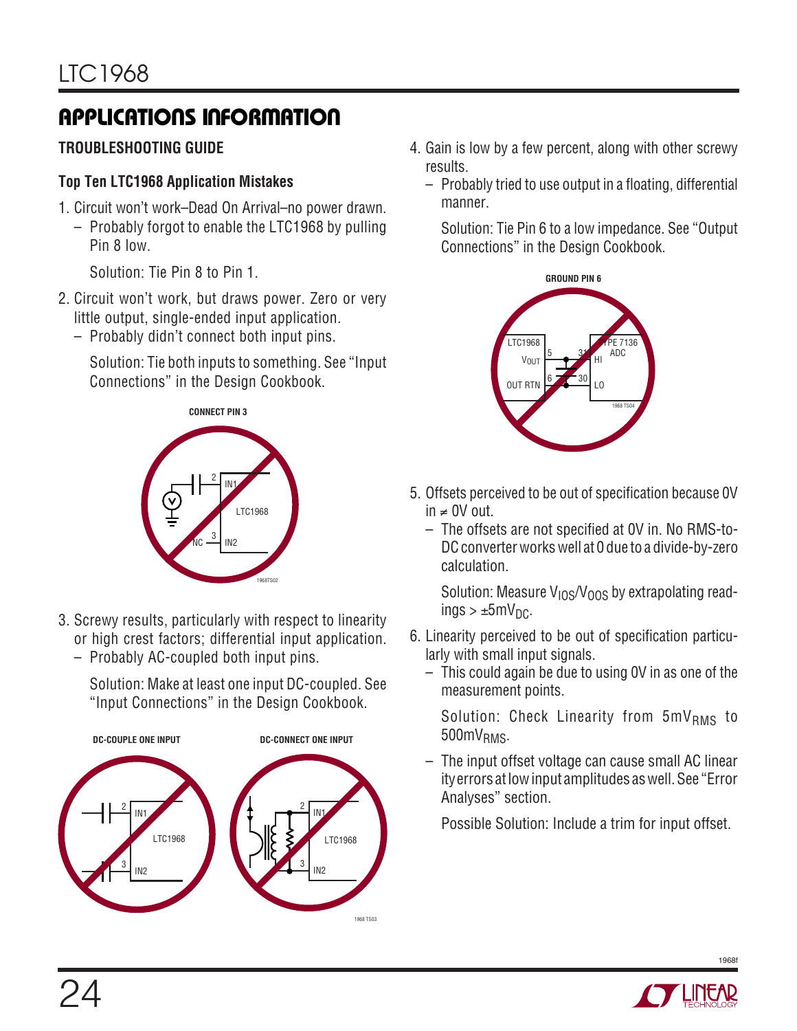## APPLICATIONS INFORMATION

### TROUBLESHOOTING GUIDE

#### Top Ten LTC1968 Application Mistakes

1. Circuit won't work–Dead On Arrival–no power drawn.
   - Probably forgot to enable the LTC1968 by pulling Pin 8 low.

     Solution: Tie Pin 8 to Pin 1.

2. Circuit won't work, but draws power. Zero or very little output, single-ended input application.
   - Probably didn't connect both input pins.

     Solution: Tie both inputs to something. See "Input Connections" in the Design Cookbook.

CONNECT PIN 3

3. Screwy results, particularly with respect to linearity or high crest factors; differential input application.
   - Probably AC-coupled both input pins.

     Solution: Make at least one input DC-coupled. See "Input Connections" in the Design Cookbook.

DC-COUPLE ONE INPUT

DC-CONNECT ONE INPUT

4. Gain is low by a few percent, along with other screwy results.
   - Probably tried to use output in a floating, differential manner.

     Solution: Tie Pin 6 to a low impedance. See "Output Connections" in the Design Cookbook.

GROUND PIN 6

5. Offsets perceived to be out of specification because 0V in ≠ 0V out.
   - The offsets are not specified at 0V in. No RMS-to-DC converter works well at 0 due to a divide-by-zero calculation.

     Solution: Measure $V_{IOS}/V_{OOS}$ by extrapolating readings > $\pm 5mV_{DC}$.

6. Linearity perceived to be out of specification particularly with small input signals.
   - This could again be due to using 0V in as one of the measurement points.

     Solution: Check Linearity from $5mV_{RMS}$ to $500mV_{RMS}$.

   - The input offset voltage can cause small AC linearity errors at low input amplitudes as well. See "Error Analyses" section.

     Possible Solution: Include a trim for input offset.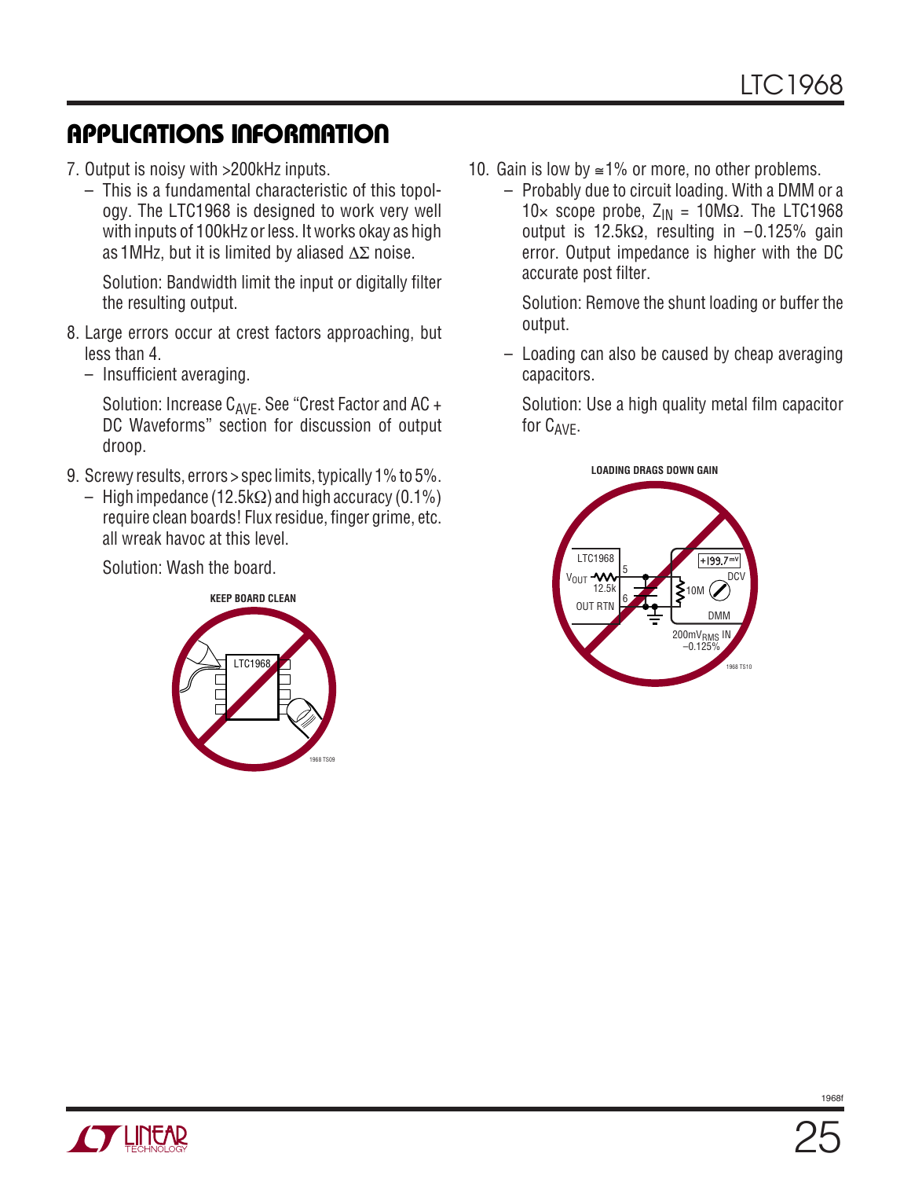## APPLICATIONS INFORMATION

7. Output is noisy with >200kHz inputs.
   - This is a fundamental characteristic of this topology. The LTC1968 is designed to work very well with inputs of 100kHz or less. It works okay as high as 1MHz, but it is limited by aliased $\Delta\Sigma$ noise.

     Solution: Bandwidth limit the input or digitally filter the resulting output.

8. Large errors occur at crest factors approaching, but less than 4.
   - Insufficient averaging.

     Solution: Increase $C_{AVE}$. See "Crest Factor and AC + DC Waveforms" section for discussion of output droop.

9. Screwy results, errors > spec limits, typically 1% to 5%.
   - High impedance (12.5kΩ) and high accuracy (0.1%) require clean boards! Flux residue, finger grime, etc. all wreak havoc at this level.

     Solution: Wash the board.

KEEP BOARD CLEAN

10. Gain is low by ≅1% or more, no other problems.
    - Probably due to circuit loading. With a DMM or a 10× scope probe, $Z_{IN}$ = 10MΩ. The LTC1968 output is 12.5kΩ, resulting in –0.125% gain error. Output impedance is higher with the DC accurate post filter.

      Solution: Remove the shunt loading or buffer the output.

    - Loading can also be caused by cheap averaging capacitors.

      Solution: Use a high quality metal film capacitor for $C_{AVE}$.

LOADING DRAGS DOWN GAIN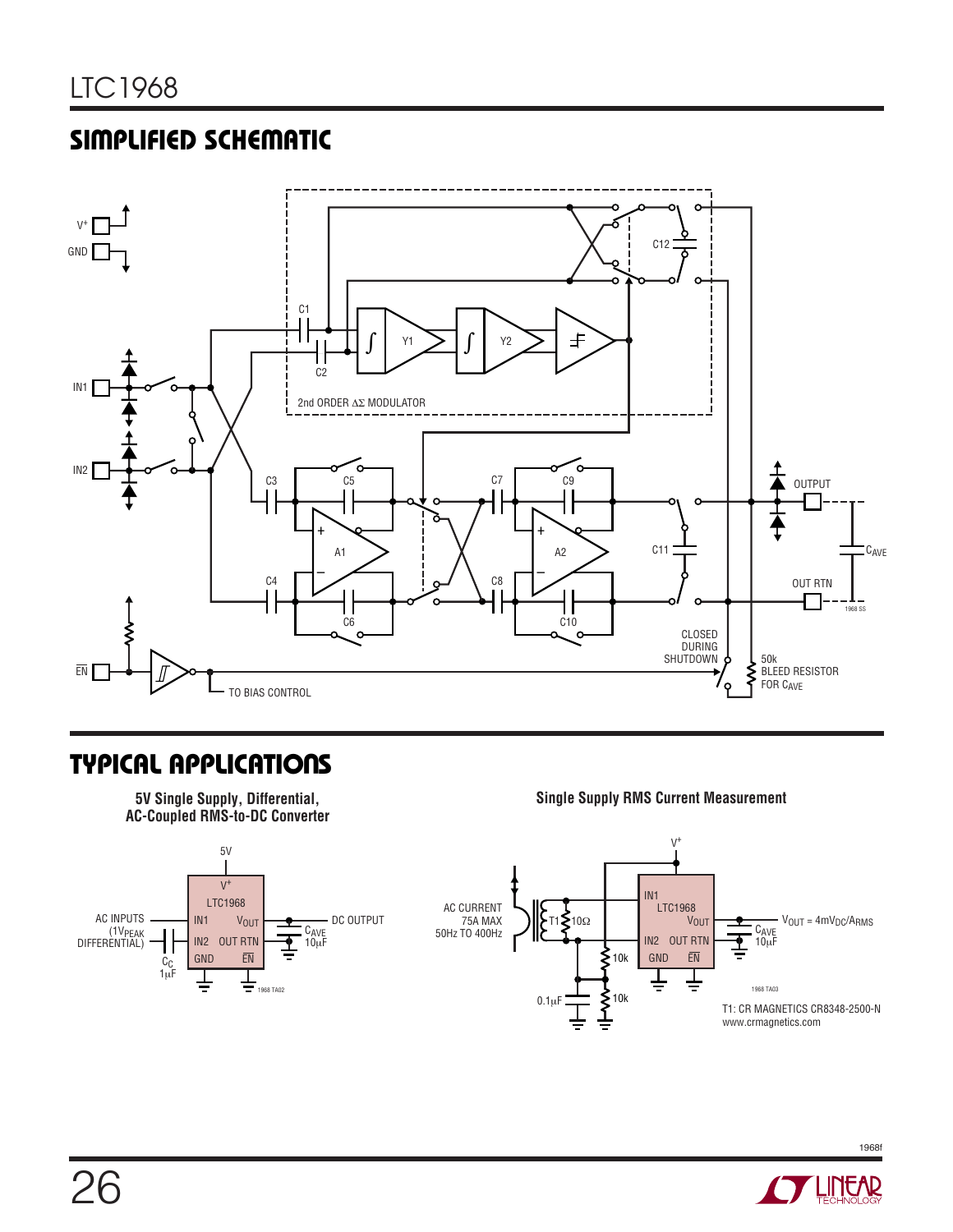## SIMPLIFIED SCHEMATIC

## TYPICAL APPLICATIONS

**5V Single Supply, Differential, AC-Coupled RMS-to-DC Converter**

**Single Supply RMS Current Measurement**

T1: CR MAGNETICS CR8348-2500-N
www.crmagnetics.com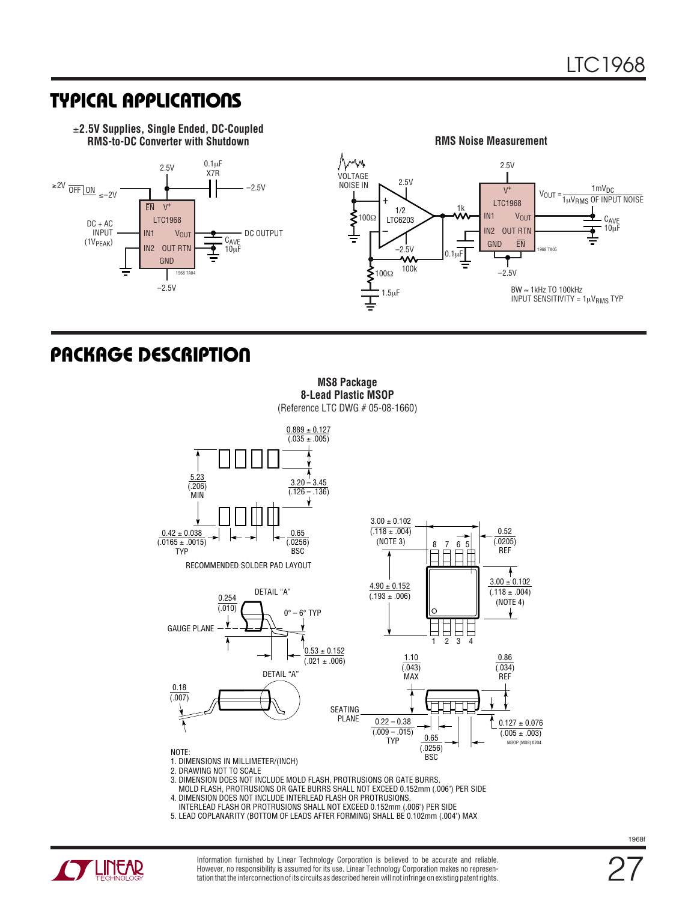## TYPICAL APPLICATIONS

**±2.5V Supplies, Single Ended, DC-Coupled RMS-to-DC Converter with Shutdown**

**RMS Noise Measurement**

## PACKAGE DESCRIPTION

**MS8 Package**
**8-Lead Plastic MSOP**
(Reference LTC DWG # 05-08-1660)

NOTE:
1. DIMENSIONS IN MILLIMETER/(INCH)
2. DRAWING NOT TO SCALE
3. DIMENSION DOES NOT INCLUDE MOLD FLASH, PROTRUSIONS OR GATE BURRS. MOLD FLASH, PROTRUSIONS OR GATE BURRS SHALL NOT EXCEED 0.152mm (.006") PER SIDE
4. DIMENSION DOES NOT INCLUDE INTERLEAD FLASH OR PROTRUSIONS. INTERLEAD FLASH OR PROTRUSIONS SHALL NOT EXCEED 0.152mm (.006") PER SIDE
5. LEAD COPLANARITY (BOTTOM OF LEADS AFTER FORMING) SHALL BE 0.102mm (.004") MAX

Information furnished by Linear Technology Corporation is believed to be accurate and reliable. However, no responsibility is assumed for its use. Linear Technology Corporation makes no representation that the interconnection of its circuits as described herein will not infringe on existing patent rights.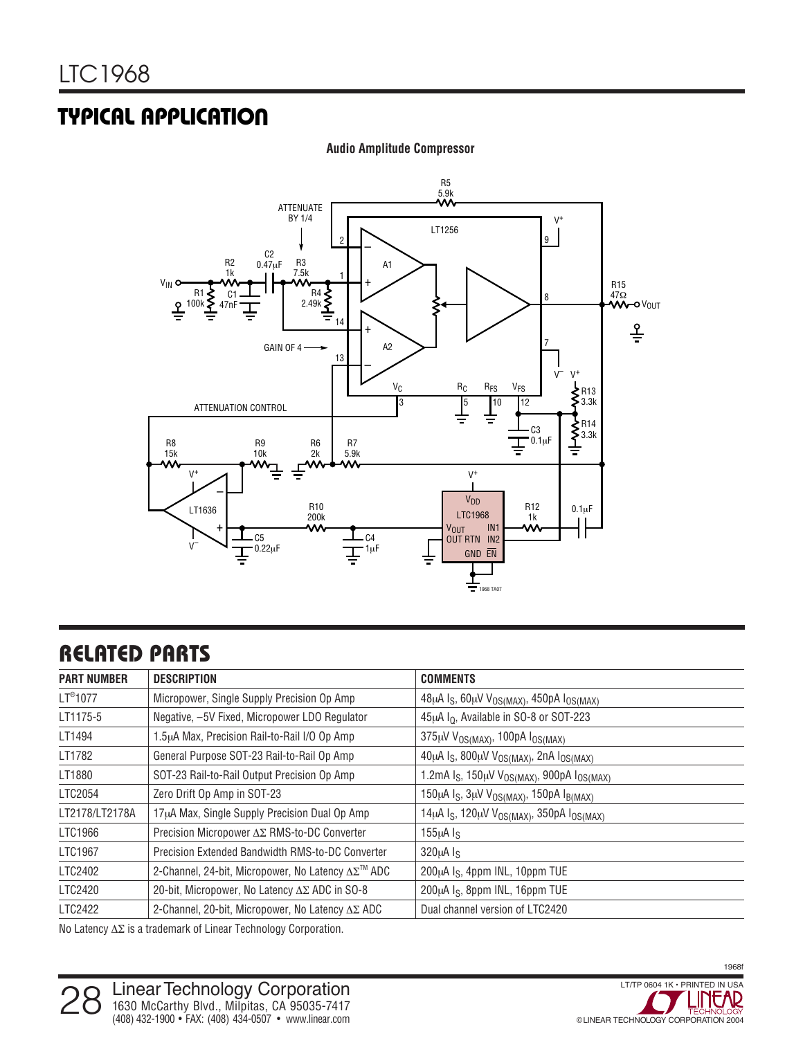## TYPICAL APPLICATION

**Audio Amplitude Compressor**

R5 5.9k
ATTENUATE BY 1/4
LT1256
V+
2
9
A1
R2 1k
C2 0.47µF
R3 7.5k
1
R15 47Ω
$V_{IN}$
R1 100k
C1 47nF
R4 2.49k
8
$V_{OUT}$
14
A2
GAIN OF 4
7
13
V– V+
$V_C$ $R_C$ $R_{FS}$ $V_{FS}$
R13 3.3k
ATTENUATION CONTROL
3 5 10 12
R14 3.3k
C3 0.1µF
R8 15k
R9 10k
R6 2k
R7 5.9k
V+
V+
$V_{DD}$
LT1636
LTC1968
R10 200k
R12 1k
0.1µF
$V_{OUT}$ IN1
OUT RTN IN2
V–
C5 0.22µF
C4 1µF
GND $\overline{EN}$
1968 TA07

## RELATED PARTS

| PART NUMBER | DESCRIPTION | COMMENTS |
|---|---|---|
| LT®1077 | Micropower, Single Supply Precision Op Amp | 48µA $I_S$, 60µV $V_{OS(MAX)}$, 450pA $I_{OS(MAX)}$ |
| LT1175-5 | Negative, –5V Fixed, Micropower LDO Regulator | 45µA $I_Q$, Available in SO-8 or SOT-223 |
| LT1494 | 1.5µA Max, Precision Rail-to-Rail I/O Op Amp | 375µV $V_{OS(MAX)}$, 100pA $I_{OS(MAX)}$ |
| LT1782 | General Purpose SOT-23 Rail-to-Rail Op Amp | 40µA $I_S$, 800µV $V_{OS(MAX)}$, 2nA $I_{OS(MAX)}$ |
| LT1880 | SOT-23 Rail-to-Rail Output Precision Op Amp | 1.2mA $I_S$, 150µV $V_{OS(MAX)}$, 900pA $I_{OS(MAX)}$ |
| LTC2054 | Zero Drift Op Amp in SOT-23 | 150µA $I_S$, 3µV $V_{OS(MAX)}$, 150pA $I_{B(MAX)}$ |
| LT2178/LT2178A | 17µA Max, Single Supply Precision Dual Op Amp | 14µA $I_S$, 120µV $V_{OS(MAX)}$, 350pA $I_{OS(MAX)}$ |
| LTC1966 | Precision Micropower ΔΣ RMS-to-DC Converter | 155µA $I_S$ |
| LTC1967 | Precision Extended Bandwidth RMS-to-DC Converter | 320µA $I_S$ |
| LTC2402 | 2-Channel, 24-bit, Micropower, No Latency ΔΣ™ ADC | 200µA $I_S$, 4ppm INL, 10ppm TUE |
| LTC2420 | 20-bit, Micropower, No Latency ΔΣ ADC in SO-8 | 200µA $I_S$, 8ppm INL, 16ppm TUE |
| LTC2422 | 2-Channel, 20-bit, Micropower, No Latency ΔΣ ADC | Dual channel version of LTC2420 |

No Latency ΔΣ is a trademark of Linear Technology Corporation.

Linear Technology Corporation
1630 McCarthy Blvd., Milpitas, CA 95035-7417
(408) 432-1900 • FAX: (408) 434-0507 • www.linear.com

LT/TP 0604 1K • PRINTED IN USA
©LINEAR TECHNOLOGY CORPORATION 2004